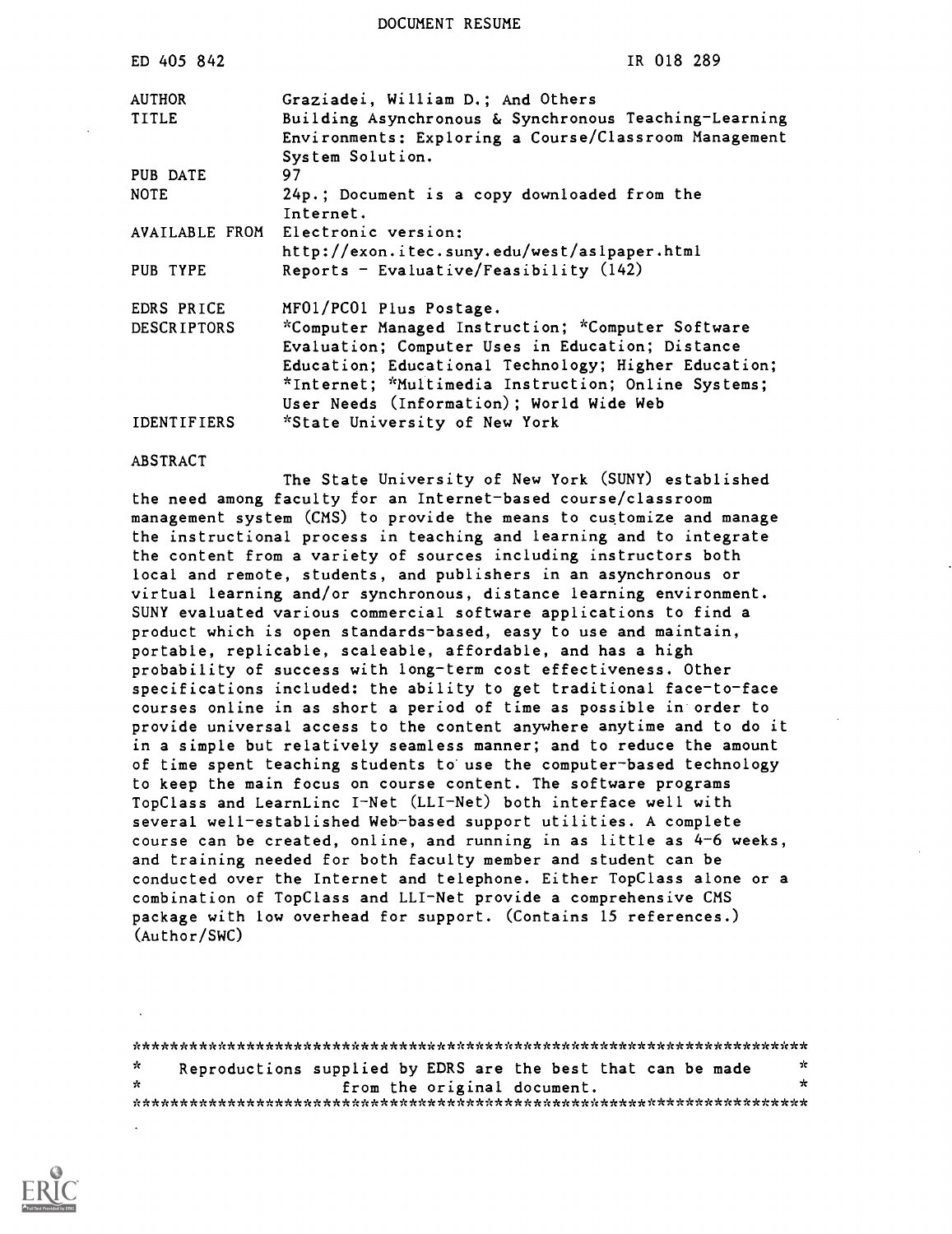# DOCUMENT RESUME

| | |
|---|---|
| ED 405 842 | IR 018 289 |
| AUTHOR | Graziadei, William D.; And Others |
| TITLE | Building Asynchronous & Synchronous Teaching-Learning Environments: Exploring a Course/Classroom Management System Solution. |
| PUB DATE | 97 |
| NOTE | 24p.; Document is a copy downloaded from the Internet. |
| AVAILABLE FROM | Electronic version: http://exon.itec.suny.edu/west/aslpaper.html |
| PUB TYPE | Reports - Evaluative/Feasibility (142) |
| EDRS PRICE | MF01/PC01 Plus Postage. |
| DESCRIPTORS | *Computer Managed Instruction; *Computer Software Evaluation; Computer Uses in Education; Distance Education; Educational Technology; Higher Education; *Internet; *Multimedia Instruction; Online Systems; User Needs (Information); World Wide Web |
| IDENTIFIERS | *State University of New York |

## ABSTRACT

The State University of New York (SUNY) established the need among faculty for an Internet-based course/classroom management system (CMS) to provide the means to customize and manage the instructional process in teaching and learning and to integrate the content from a variety of sources including instructors both local and remote, students, and publishers in an asynchronous or virtual learning and/or synchronous, distance learning environment. SUNY evaluated various commercial software applications to find a product which is open standards-based, easy to use and maintain, portable, replicable, scaleable, affordable, and has a high probability of success with long-term cost effectiveness. Other specifications included: the ability to get traditional face-to-face courses online in as short a period of time as possible in order to provide universal access to the content anywhere anytime and to do it in a simple but relatively seamless manner; and to reduce the amount of time spent teaching students to use the computer-based technology to keep the main focus on course content. The software programs TopClass and LearnLinc I-Net (LLI-Net) both interface well with several well-established Web-based support utilities. A complete course can be created, online, and running in as little as 4-6 weeks, and training needed for both faculty member and student can be conducted over the Internet and telephone. Either TopClass alone or a combination of TopClass and LLI-Net provide a comprehensive CMS package with low overhead for support. (Contains 15 references.) (Author/SWC)

---

Reproductions supplied by EDRS are the best that can be made from the original document.

---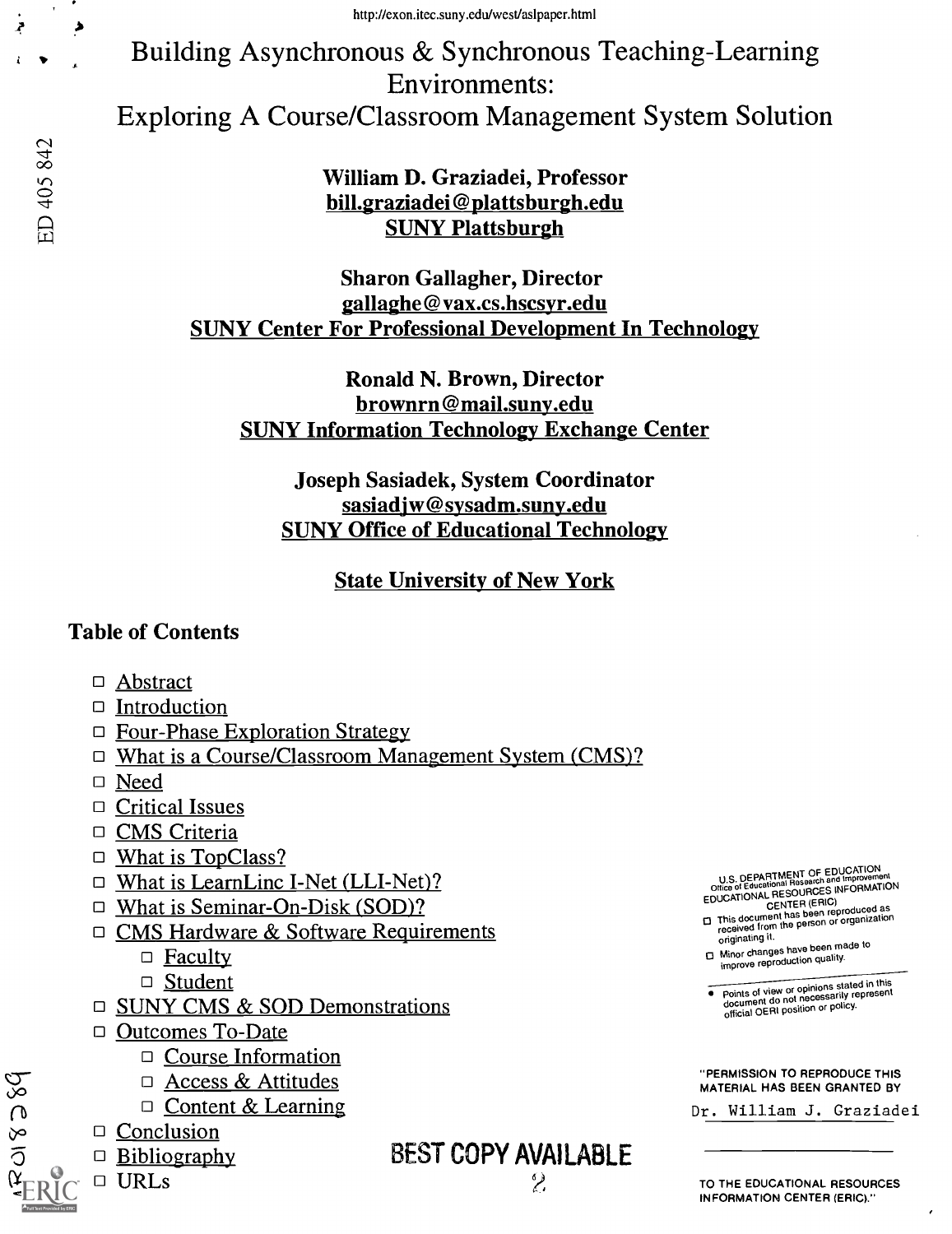# Building Asynchronous & Synchronous Teaching-Learning Environments: Exploring A Course/Classroom Management System Solution

**William D. Graziadei, Professor**
**bill.graziadei@plattsburgh.edu**
**SUNY Plattsburgh**

**Sharon Gallagher, Director**
**gallaghe@vax.cs.hscsyr.edu**
**SUNY Center For Professional Development In Technology**

**Ronald N. Brown, Director**
**brownrn@mail.suny.edu**
**SUNY Information Technology Exchange Center**

**Joseph Sasiadek, System Coordinator**
**sasiadjw@sysadm.suny.edu**
**SUNY Office of Educational Technology**

**State University of New York**

## Table of Contents

- Abstract
- Introduction
- Four-Phase Exploration Strategy
- What is a Course/Classroom Management System (CMS)?
- Need
- Critical Issues
- CMS Criteria
- What is TopClass?
- What is LearnLinc I-Net (LLI-Net)?
- What is Seminar-On-Disk (SOD)?
- CMS Hardware & Software Requirements
  - Faculty
  - Student
- SUNY CMS & SOD Demonstrations
- Outcomes To-Date
  - Course Information
  - Access & Attitudes
  - Content & Learning
- Conclusion
- Bibliography
- URLs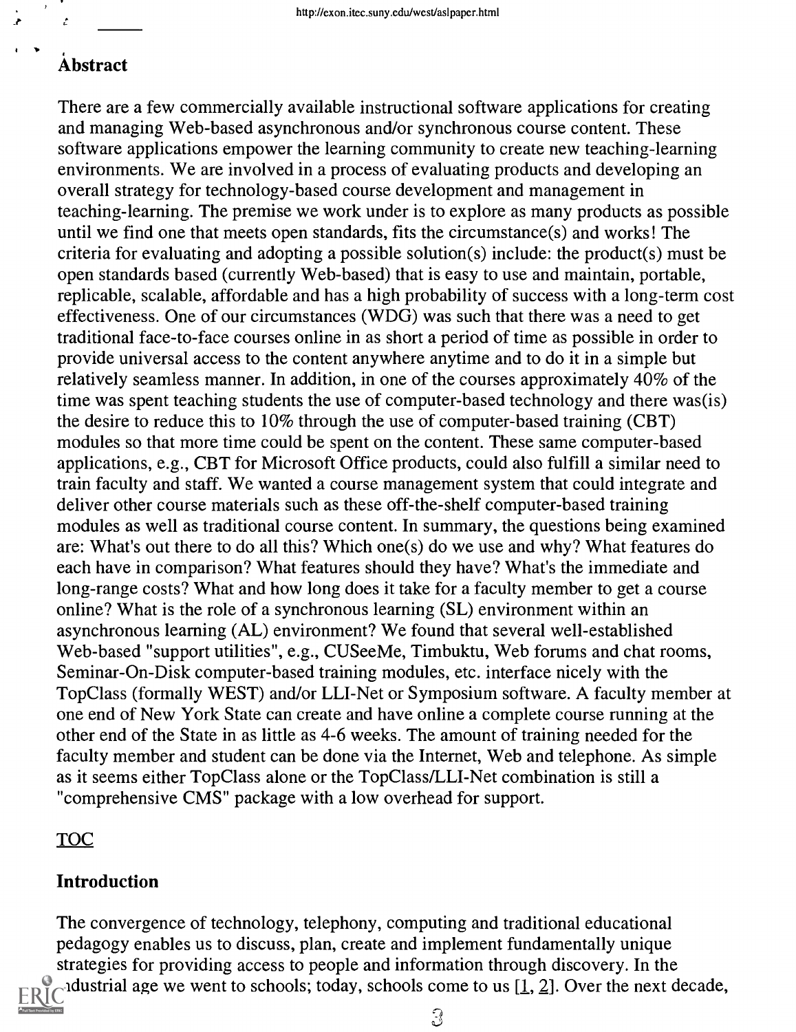## Abstract

There are a few commercially available instructional software applications for creating and managing Web-based asynchronous and/or synchronous course content. These software applications empower the learning community to create new teaching-learning environments. We are involved in a process of evaluating products and developing an overall strategy for technology-based course development and management in teaching-learning. The premise we work under is to explore as many products as possible until we find one that meets open standards, fits the circumstance(s) and works! The criteria for evaluating and adopting a possible solution(s) include: the product(s) must be open standards based (currently Web-based) that is easy to use and maintain, portable, replicable, scalable, affordable and has a high probability of success with a long-term cost effectiveness. One of our circumstances (WDG) was such that there was a need to get traditional face-to-face courses online in as short a period of time as possible in order to provide universal access to the content anywhere anytime and to do it in a simple but relatively seamless manner. In addition, in one of the courses approximately 40% of the time was spent teaching students the use of computer-based technology and there was(is) the desire to reduce this to 10% through the use of computer-based training (CBT) modules so that more time could be spent on the content. These same computer-based applications, e.g., CBT for Microsoft Office products, could also fulfill a similar need to train faculty and staff. We wanted a course management system that could integrate and deliver other course materials such as these off-the-shelf computer-based training modules as well as traditional course content. In summary, the questions being examined are: What's out there to do all this? Which one(s) do we use and why? What features do each have in comparison? What features should they have? What's the immediate and long-range costs? What and how long does it take for a faculty member to get a course online? What is the role of a synchronous learning (SL) environment within an asynchronous learning (AL) environment? We found that several well-established Web-based "support utilities", e.g., CUSeeMe, Timbuktu, Web forums and chat rooms, Seminar-On-Disk computer-based training modules, etc. interface nicely with the TopClass (formally WEST) and/or LLI-Net or Symposium software. A faculty member at one end of New York State can create and have online a complete course running at the other end of the State in as little as 4-6 weeks. The amount of training needed for the faculty member and student can be done via the Internet, Web and telephone. As simple as it seems either TopClass alone or the TopClass/LLI-Net combination is still a "comprehensive CMS" package with a low overhead for support.

TOC

## Introduction

The convergence of technology, telephony, computing and traditional educational pedagogy enables us to discuss, plan, create and implement fundamentally unique strategies for providing access to people and information through discovery. In the industrial age we went to schools; today, schools come to us [1, 2]. Over the next decade,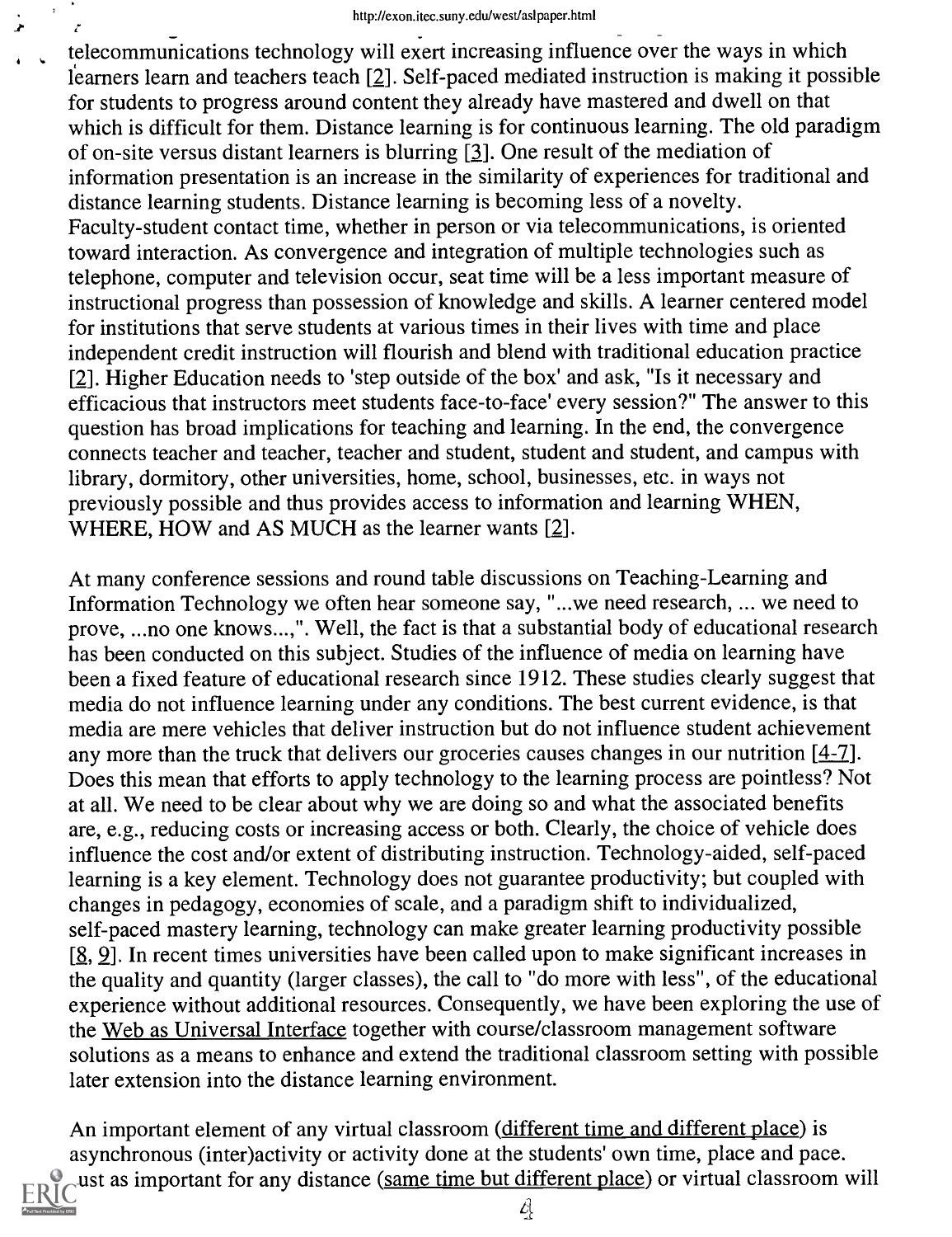telecommunications technology will exert increasing influence over the ways in which learners learn and teachers teach [2]. Self-paced mediated instruction is making it possible for students to progress around content they already have mastered and dwell on that which is difficult for them. Distance learning is for continuous learning. The old paradigm of on-site versus distant learners is blurring [3]. One result of the mediation of information presentation is an increase in the similarity of experiences for traditional and distance learning students. Distance learning is becoming less of a novelty. Faculty-student contact time, whether in person or via telecommunications, is oriented toward interaction. As convergence and integration of multiple technologies such as telephone, computer and television occur, seat time will be a less important measure of instructional progress than possession of knowledge and skills. A learner centered model for institutions that serve students at various times in their lives with time and place independent credit instruction will flourish and blend with traditional education practice [2]. Higher Education needs to 'step outside of the box' and ask, "Is it necessary and efficacious that instructors meet students face-to-face' every session?" The answer to this question has broad implications for teaching and learning. In the end, the convergence connects teacher and teacher, teacher and student, student and student, and campus with library, dormitory, other universities, home, school, businesses, etc. in ways not previously possible and thus provides access to information and learning WHEN, WHERE, HOW and AS MUCH as the learner wants [2].

At many conference sessions and round table discussions on Teaching-Learning and Information Technology we often hear someone say, "...we need research, ... we need to prove, ...no one knows...,". Well, the fact is that a substantial body of educational research has been conducted on this subject. Studies of the influence of media on learning have been a fixed feature of educational research since 1912. These studies clearly suggest that media do not influence learning under any conditions. The best current evidence, is that media are mere vehicles that deliver instruction but do not influence student achievement any more than the truck that delivers our groceries causes changes in our nutrition [4-7]. Does this mean that efforts to apply technology to the learning process are pointless? Not at all. We need to be clear about why we are doing so and what the associated benefits are, e.g., reducing costs or increasing access or both. Clearly, the choice of vehicle does influence the cost and/or extent of distributing instruction. Technology-aided, self-paced learning is a key element. Technology does not guarantee productivity; but coupled with changes in pedagogy, economies of scale, and a paradigm shift to individualized, self-paced mastery learning, technology can make greater learning productivity possible [8, 9]. In recent times universities have been called upon to make significant increases in the quality and quantity (larger classes), the call to "do more with less", of the educational experience without additional resources. Consequently, we have been exploring the use of the Web as Universal Interface together with course/classroom management software solutions as a means to enhance and extend the traditional classroom setting with possible later extension into the distance learning environment.

An important element of any virtual classroom (different time and different place) is asynchronous (inter)activity or activity done at the students' own time, place and pace. Just as important for any distance (same time but different place) or virtual classroom will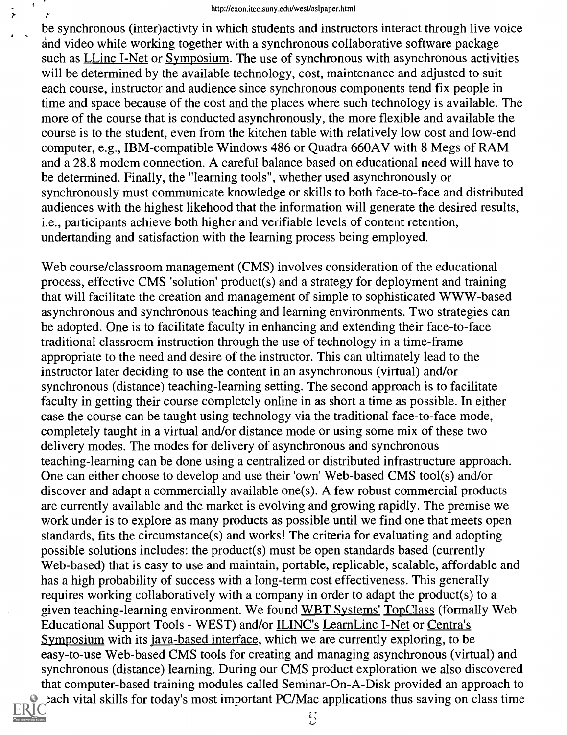be synchronous (inter)activty in which students and instructors interact through live voice and video while working together with a synchronous collaborative software package such as LLinc I-Net or Symposium. The use of synchronous with asynchronous activities will be determined by the available technology, cost, maintenance and adjusted to suit each course, instructor and audience since synchronous components tend fix people in time and space because of the cost and the places where such technology is available. The more of the course that is conducted asynchronously, the more flexible and available the course is to the student, even from the kitchen table with relatively low cost and low-end computer, e.g., IBM-compatible Windows 486 or Quadra 660AV with 8 Megs of RAM and a 28.8 modem connection. A careful balance based on educational need will have to be determined. Finally, the "learning tools", whether used asynchronously or synchronously must communicate knowledge or skills to both face-to-face and distributed audiences with the highest likehood that the information will generate the desired results, i.e., participants achieve both higher and verifiable levels of content retention, undertanding and satisfaction with the learning process being employed.

Web course/classroom management (CMS) involves consideration of the educational process, effective CMS 'solution' product(s) and a strategy for deployment and training that will facilitate the creation and management of simple to sophisticated WWW-based asynchronous and synchronous teaching and learning environments. Two strategies can be adopted. One is to facilitate faculty in enhancing and extending their face-to-face traditional classroom instruction through the use of technology in a time-frame appropriate to the need and desire of the instructor. This can ultimately lead to the instructor later deciding to use the content in an asynchronous (virtual) and/or synchronous (distance) teaching-learning setting. The second approach is to facilitate faculty in getting their course completely online in as short a time as possible. In either case the course can be taught using technology via the traditional face-to-face mode, completely taught in a virtual and/or distance mode or using some mix of these two delivery modes. The modes for delivery of asynchronous and synchronous teaching-learning can be done using a centralized or distributed infrastructure approach. One can either choose to develop and use their 'own' Web-based CMS tool(s) and/or discover and adapt a commercially available one(s). A few robust commercial products are currently available and the market is evolving and growing rapidly. The premise we work under is to explore as many products as possible until we find one that meets open standards, fits the circumstance(s) and works! The criteria for evaluating and adopting possible solutions includes: the product(s) must be open standards based (currently Web-based) that is easy to use and maintain, portable, replicable, scalable, affordable and has a high probability of success with a long-term cost effectiveness. This generally requires working collaboratively with a company in order to adapt the product(s) to a given teaching-learning environment. We found WBT Systems' TopClass (formally Web Educational Support Tools - WEST) and/or ILINC's LearnLinc I-Net or Centra's Symposium with its java-based interface, which we are currently exploring, to be easy-to-use Web-based CMS tools for creating and managing asynchronous (virtual) and synchronous (distance) learning. During our CMS product exploration we also discovered that computer-based training modules called Seminar-On-A-Disk provided an approach to teach vital skills for today's most important PC/Mac applications thus saving on class time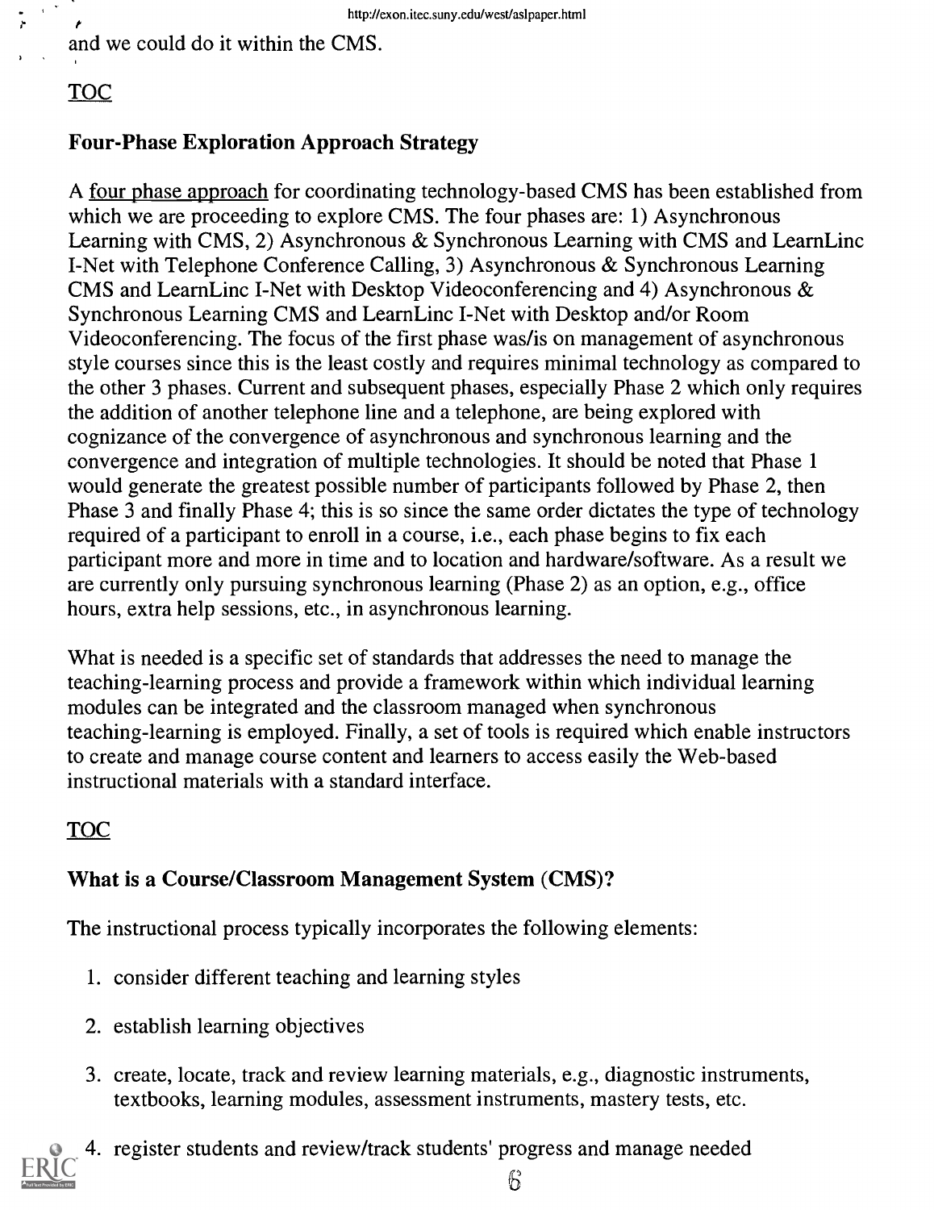and we could do it within the CMS.

TOC

### Four-Phase Exploration Approach Strategy

A four phase approach for coordinating technology-based CMS has been established from which we are proceeding to explore CMS. The four phases are: 1) Asynchronous Learning with CMS, 2) Asynchronous & Synchronous Learning with CMS and LearnLinc I-Net with Telephone Conference Calling, 3) Asynchronous & Synchronous Learning CMS and LearnLinc I-Net with Desktop Videoconferencing and 4) Asynchronous & Synchronous Learning CMS and LearnLinc I-Net with Desktop and/or Room Videoconferencing. The focus of the first phase was/is on management of asynchronous style courses since this is the least costly and requires minimal technology as compared to the other 3 phases. Current and subsequent phases, especially Phase 2 which only requires the addition of another telephone line and a telephone, are being explored with cognizance of the convergence of asynchronous and synchronous learning and the convergence and integration of multiple technologies. It should be noted that Phase 1 would generate the greatest possible number of participants followed by Phase 2, then Phase 3 and finally Phase 4; this is so since the same order dictates the type of technology required of a participant to enroll in a course, i.e., each phase begins to fix each participant more and more in time and to location and hardware/software. As a result we are currently only pursuing synchronous learning (Phase 2) as an option, e.g., office hours, extra help sessions, etc., in asynchronous learning.

What is needed is a specific set of standards that addresses the need to manage the teaching-learning process and provide a framework within which individual learning modules can be integrated and the classroom managed when synchronous teaching-learning is employed. Finally, a set of tools is required which enable instructors to create and manage course content and learners to access easily the Web-based instructional materials with a standard interface.

TOC

### What is a Course/Classroom Management System (CMS)?

The instructional process typically incorporates the following elements:

1. consider different teaching and learning styles
2. establish learning objectives
3. create, locate, track and review learning materials, e.g., diagnostic instruments, textbooks, learning modules, assessment instruments, mastery tests, etc.
4. register students and review/track students' progress and manage needed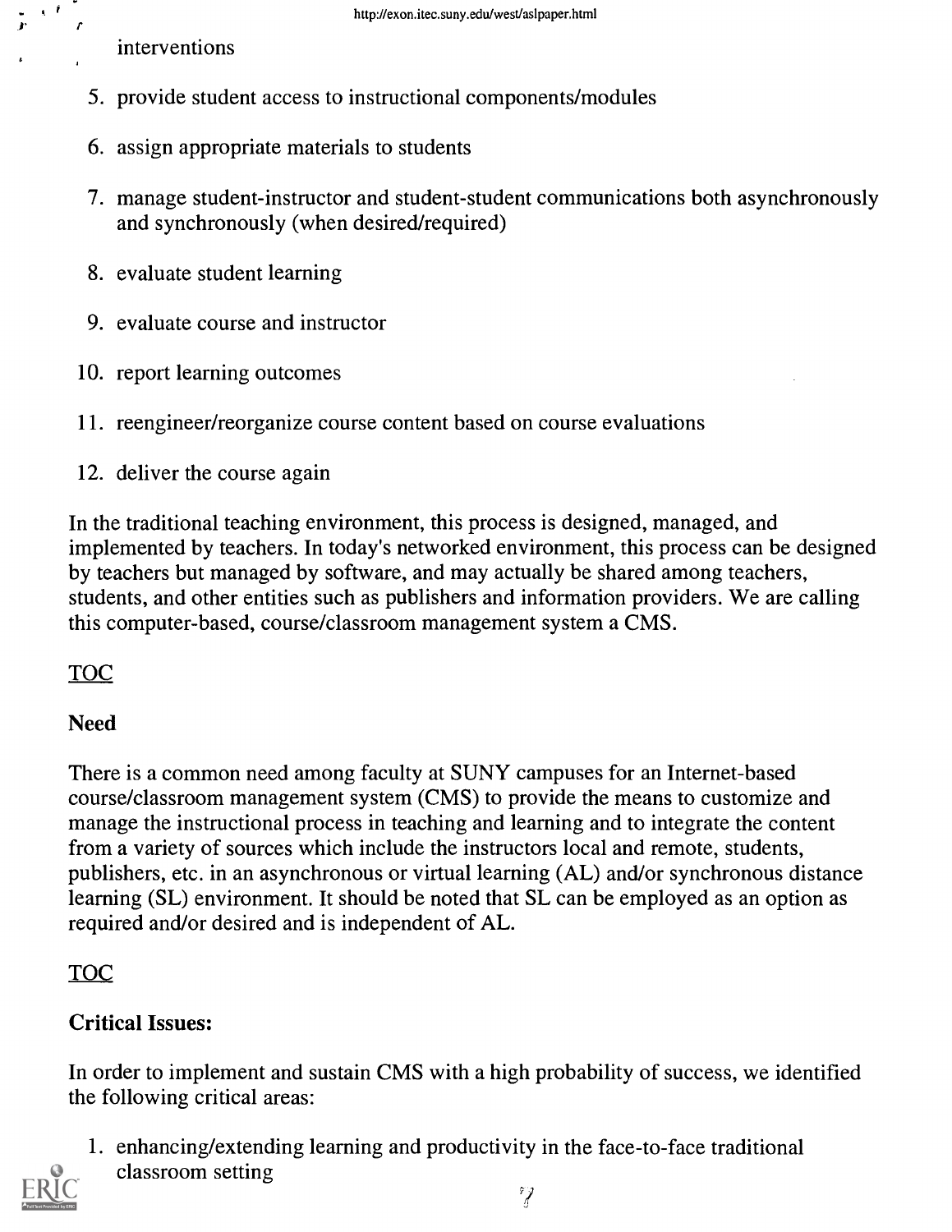interventions

5. provide student access to instructional components/modules
6. assign appropriate materials to students
7. manage student-instructor and student-student communications both asynchronously and synchronously (when desired/required)
8. evaluate student learning
9. evaluate course and instructor
10. report learning outcomes
11. reengineer/reorganize course content based on course evaluations
12. deliver the course again

In the traditional teaching environment, this process is designed, managed, and implemented by teachers. In today's networked environment, this process can be designed by teachers but managed by software, and may actually be shared among teachers, students, and other entities such as publishers and information providers. We are calling this computer-based, course/classroom management system a CMS.

TOC

### Need

There is a common need among faculty at SUNY campuses for an Internet-based course/classroom management system (CMS) to provide the means to customize and manage the instructional process in teaching and learning and to integrate the content from a variety of sources which include the instructors local and remote, students, publishers, etc. in an asynchronous or virtual learning (AL) and/or synchronous distance learning (SL) environment. It should be noted that SL can be employed as an option as required and/or desired and is independent of AL.

TOC

### Critical Issues:

In order to implement and sustain CMS with a high probability of success, we identified the following critical areas:

1. enhancing/extending learning and productivity in the face-to-face traditional classroom setting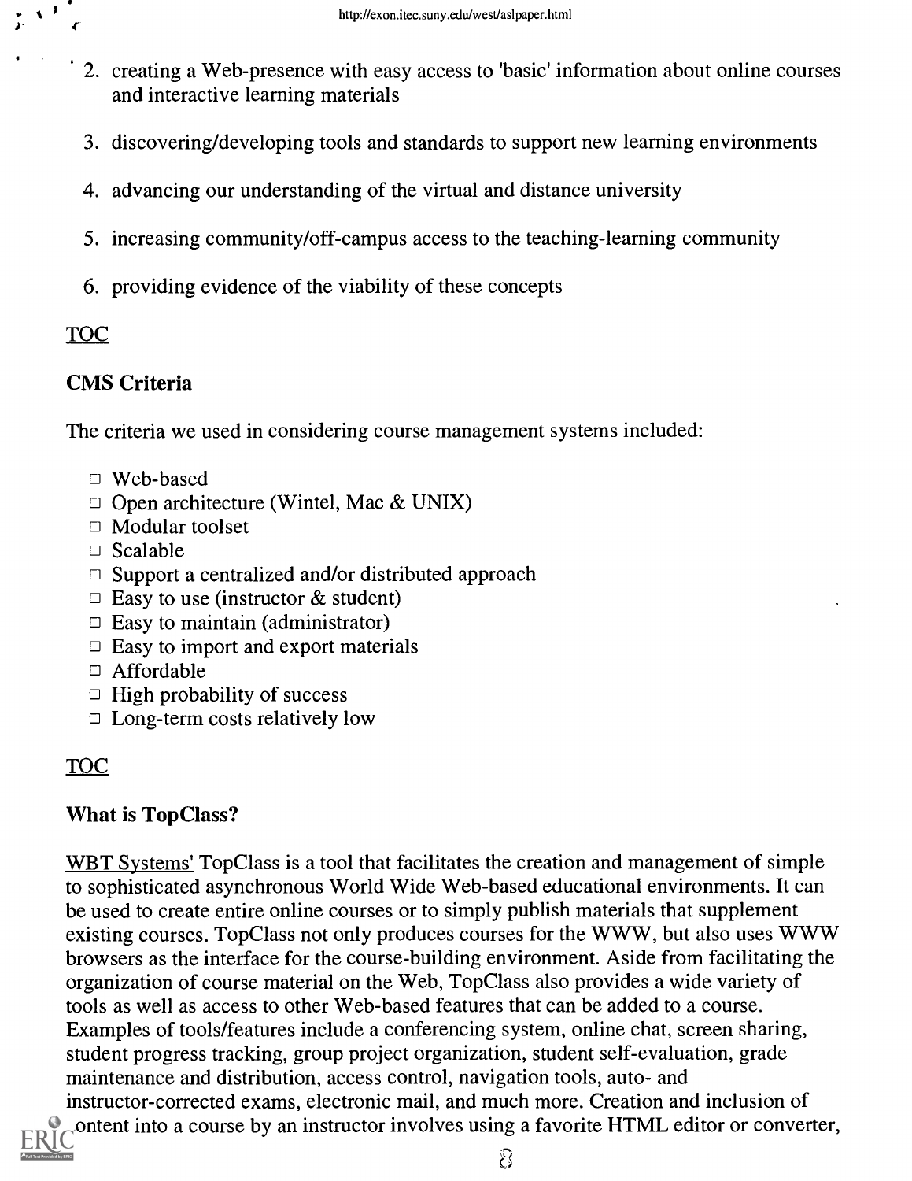2. creating a Web-presence with easy access to 'basic' information about online courses and interactive learning materials
3. discovering/developing tools and standards to support new learning environments
4. advancing our understanding of the virtual and distance university
5. increasing community/off-campus access to the teaching-learning community
6. providing evidence of the viability of these concepts

TOC

### CMS Criteria

The criteria we used in considering course management systems included:

- Web-based
- Open architecture (Wintel, Mac & UNIX)
- Modular toolset
- Scalable
- Support a centralized and/or distributed approach
- Easy to use (instructor & student)
- Easy to maintain (administrator)
- Easy to import and export materials
- Affordable
- High probability of success
- Long-term costs relatively low

TOC

### What is TopClass?

WBT Systems' TopClass is a tool that facilitates the creation and management of simple to sophisticated asynchronous World Wide Web-based educational environments. It can be used to create entire online courses or to simply publish materials that supplement existing courses. TopClass not only produces courses for the WWW, but also uses WWW browsers as the interface for the course-building environment. Aside from facilitating the organization of course material on the Web, TopClass also provides a wide variety of tools as well as access to other Web-based features that can be added to a course. Examples of tools/features include a conferencing system, online chat, screen sharing, student progress tracking, group project organization, student self-evaluation, grade maintenance and distribution, access control, navigation tools, auto- and instructor-corrected exams, electronic mail, and much more. Creation and inclusion of content into a course by an instructor involves using a favorite HTML editor or converter,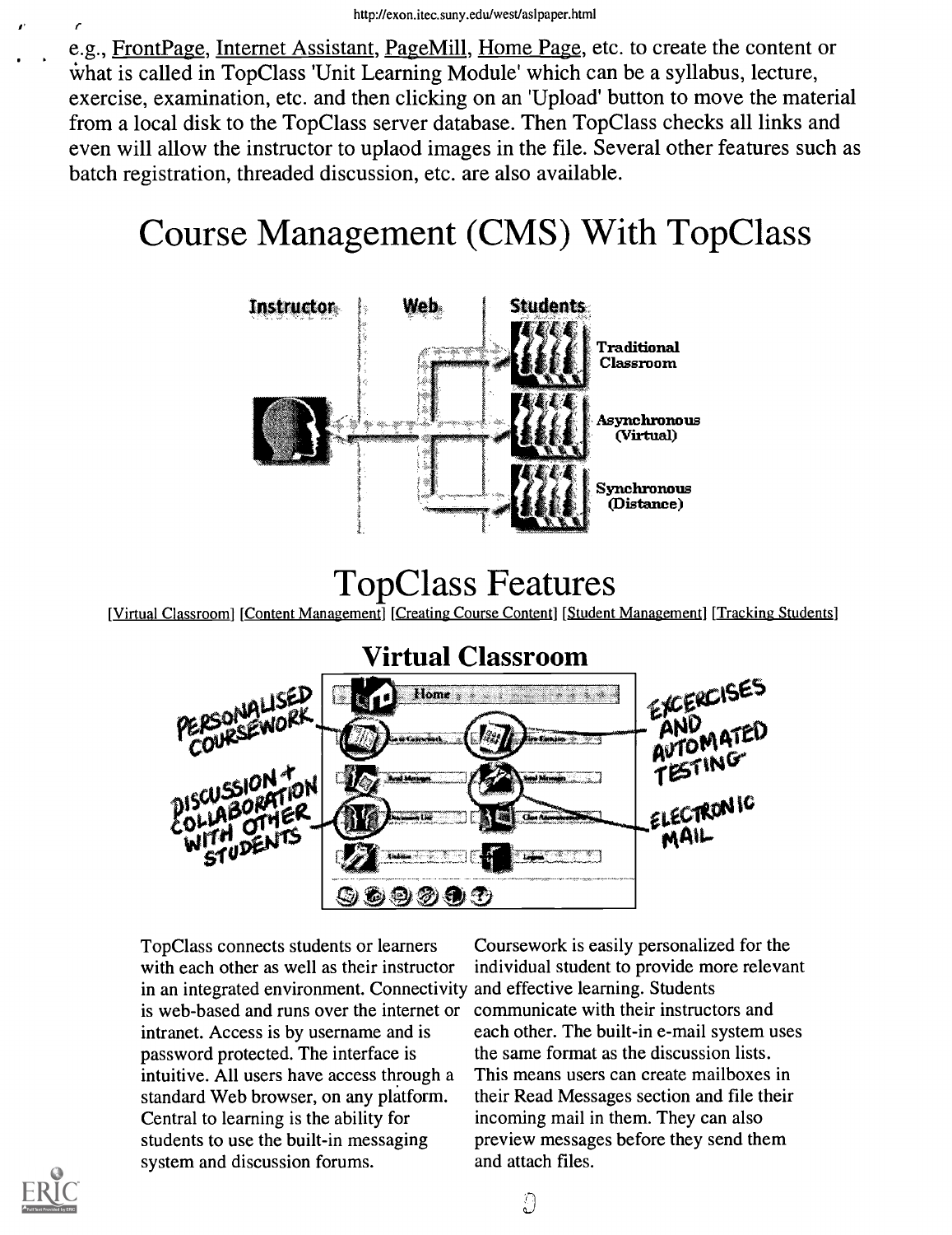e.g., FrontPage, Internet Assistant, PageMill, Home Page, etc. to create the content or what is called in TopClass 'Unit Learning Module' which can be a syllabus, lecture, exercise, examination, etc. and then clicking on an 'Upload' button to move the material from a local disk to the TopClass server database. Then TopClass checks all links and even will allow the instructor to uplaod images in the file. Several other features such as batch registration, threaded discussion, etc. are also available.

# Course Management (CMS) With TopClass

# TopClass Features

[Virtual Classroom] [Content Management] [Creating Course Content] [Student Management] [Tracking Students]

## Virtual Classroom

TopClass connects students or learners with each other as well as their instructor in an integrated environment. Connectivity is web-based and runs over the internet or intranet. Access is by username and is password protected. The interface is intuitive. All users have access through a standard Web browser, on any platform. Central to learning is the ability for students to use the built-in messaging system and discussion forums.

Coursework is easily personalized for the individual student to provide more relevant and effective learning. Students communicate with their instructors and each other. The built-in e-mail system uses the same format as the discussion lists. This means users can create mailboxes in their Read Messages section and file their incoming mail in them. They can also preview messages before they send them and attach files.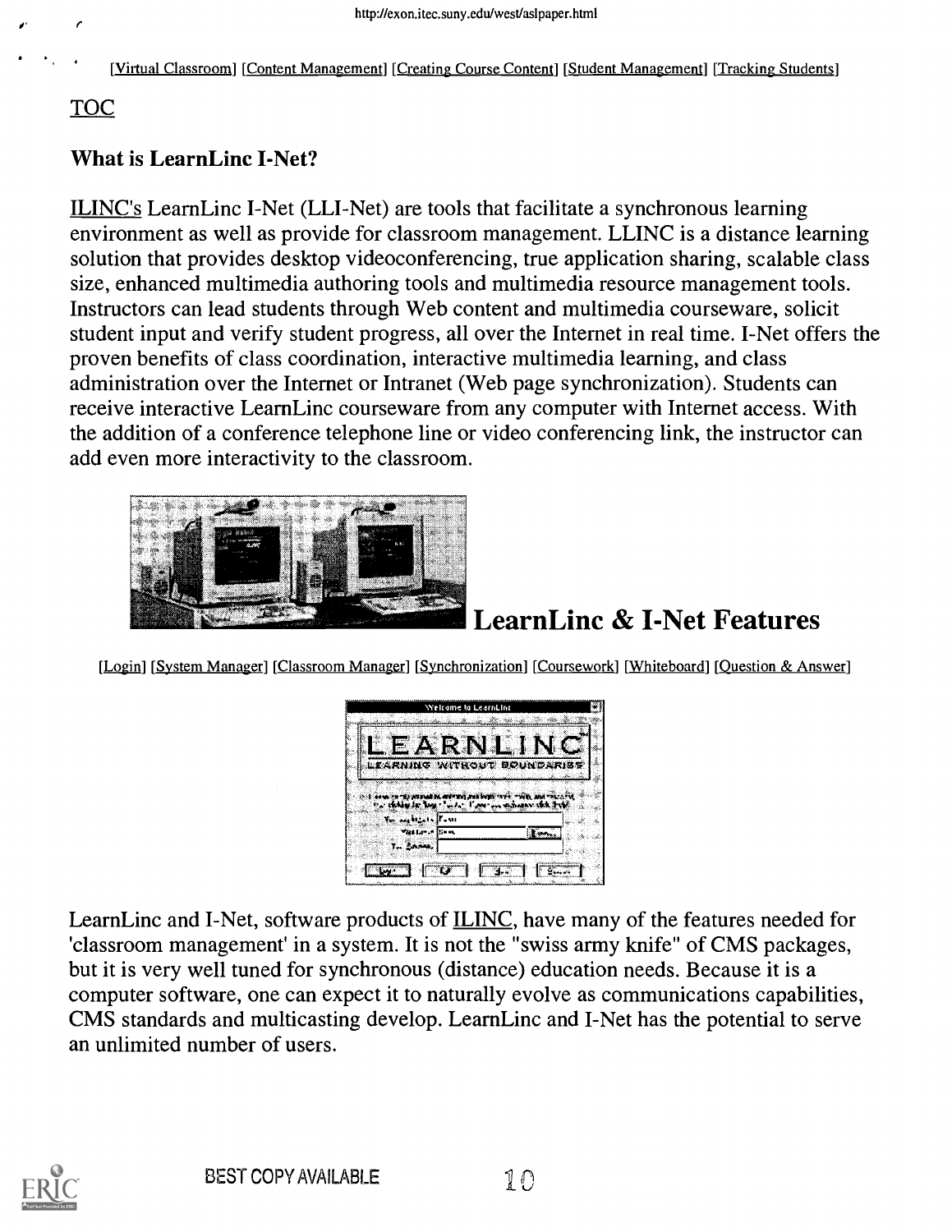[Virtual Classroom] [Content Management] [Creating Course Content] [Student Management] [Tracking Students]

TOC

### What is LearnLinc I-Net?

ILINC's LearnLinc I-Net (LLI-Net) are tools that facilitate a synchronous learning environment as well as provide for classroom management. LLINC is a distance learning solution that provides desktop videoconferencing, true application sharing, scalable class size, enhanced multimedia authoring tools and multimedia resource management tools. Instructors can lead students through Web content and multimedia courseware, solicit student input and verify student progress, all over the Internet in real time. I-Net offers the proven benefits of class coordination, interactive multimedia learning, and class administration over the Internet or Intranet (Web page synchronization). Students can receive interactive LearnLinc courseware from any computer with Internet access. With the addition of a conference telephone line or video conferencing link, the instructor can add even more interactivity to the classroom.

## LearnLinc & I-Net Features

[Login] [System Manager] [Classroom Manager] [Synchronization] [Coursework] [Whiteboard] [Question & Answer]

LearnLinc and I-Net, software products of ILINC, have many of the features needed for 'classroom management' in a system. It is not the "swiss army knife" of CMS packages, but it is very well tuned for synchronous (distance) education needs. Because it is a computer software, one can expect it to naturally evolve as communications capabilities, CMS standards and multicasting develop. LearnLinc and I-Net has the potential to serve an unlimited number of users.

BEST COPY AVAILABLE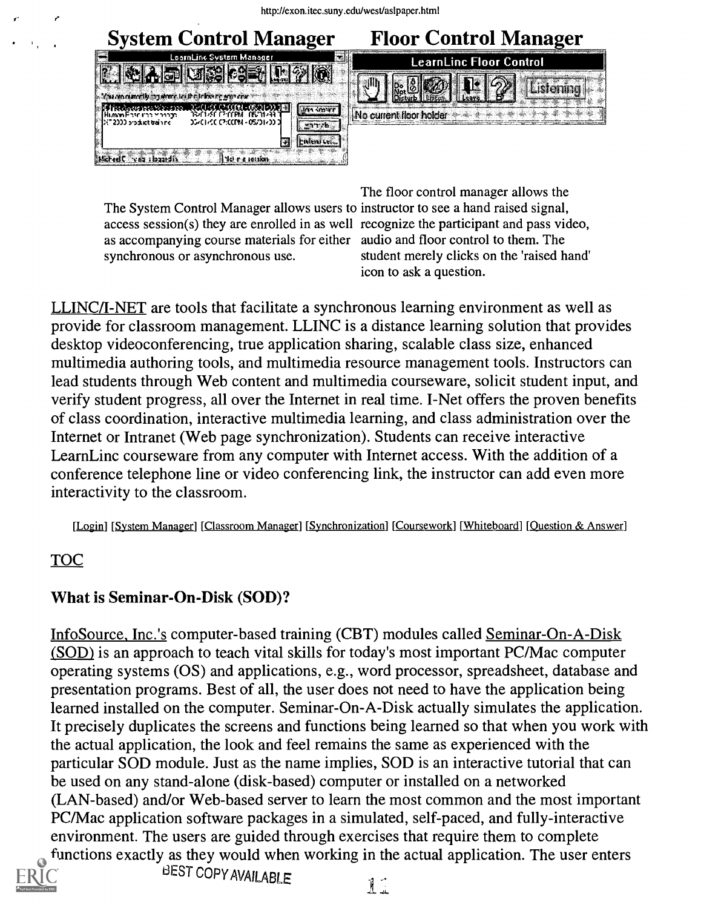## System Control Manager

## Floor Control Manager

The System Control Manager allows users to access session(s) they are enrolled in as well as accompanying course materials for either synchronous or asynchronous use.

The floor control manager allows the instructor to see a hand raised signal, recognize the participant and pass video, audio and floor control to them. The student merely clicks on the 'raised hand' icon to ask a question.

LLINC/I-NET are tools that facilitate a synchronous learning environment as well as provide for classroom management. LLINC is a distance learning solution that provides desktop videoconferencing, true application sharing, scalable class size, enhanced multimedia authoring tools, and multimedia resource management tools. Instructors can lead students through Web content and multimedia courseware, solicit student input, and verify student progress, all over the Internet in real time. I-Net offers the proven benefits of class coordination, interactive multimedia learning, and class administration over the Internet or Intranet (Web page synchronization). Students can receive interactive LearnLinc courseware from any computer with Internet access. With the addition of a conference telephone line or video conferencing link, the instructor can add even more interactivity to the classroom.

[Login] [System Manager] [Classroom Manager] [Synchronization] [Coursework] [Whiteboard] [Question & Answer]

TOC

### What is Seminar-On-Disk (SOD)?

InfoSource, Inc.'s computer-based training (CBT) modules called Seminar-On-A-Disk (SOD) is an approach to teach vital skills for today's most important PC/Mac computer operating systems (OS) and applications, e.g., word processor, spreadsheet, database and presentation programs. Best of all, the user does not need to have the application being learned installed on the computer. Seminar-On-A-Disk actually simulates the application. It precisely duplicates the screens and functions being learned so that when you work with the actual application, the look and feel remains the same as experienced with the particular SOD module. Just as the name implies, SOD is an interactive tutorial that can be used on any stand-alone (disk-based) computer or installed on a networked (LAN-based) and/or Web-based server to learn the most common and the most important PC/Mac application software packages in a simulated, self-paced, and fully-interactive environment. The users are guided through exercises that require them to complete functions exactly as they would when working in the actual application. The user enters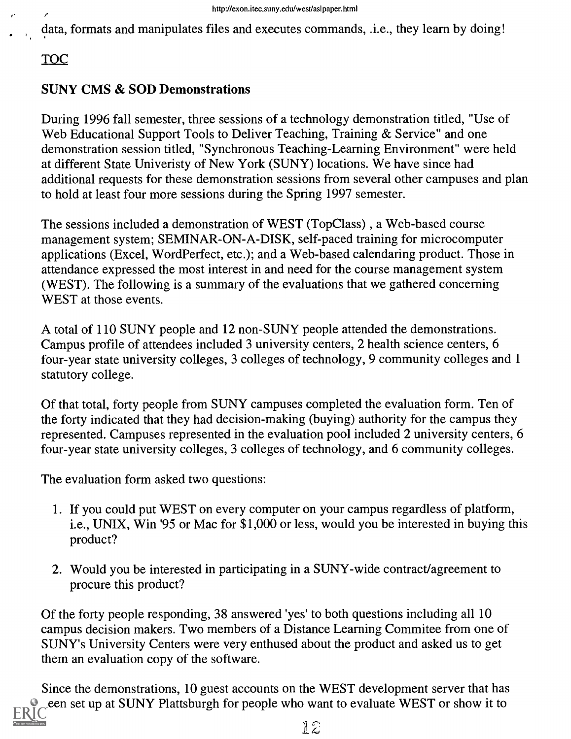data, formats and manipulates files and executes commands, .i.e., they learn by doing!

TOC

### SUNY CMS & SOD Demonstrations

During 1996 fall semester, three sessions of a technology demonstration titled, "Use of Web Educational Support Tools to Deliver Teaching, Training & Service" and one demonstration session titled, "Synchronous Teaching-Learning Environment" were held at different State Univeristy of New York (SUNY) locations. We have since had additional requests for these demonstration sessions from several other campuses and plan to hold at least four more sessions during the Spring 1997 semester.

The sessions included a demonstration of WEST (TopClass) , a Web-based course management system; SEMINAR-ON-A-DISK, self-paced training for microcomputer applications (Excel, WordPerfect, etc.); and a Web-based calendaring product. Those in attendance expressed the most interest in and need for the course management system (WEST). The following is a summary of the evaluations that we gathered concerning WEST at those events.

A total of 110 SUNY people and 12 non-SUNY people attended the demonstrations. Campus profile of attendees included 3 university centers, 2 health science centers, 6 four-year state university colleges, 3 colleges of technology, 9 community colleges and 1 statutory college.

Of that total, forty people from SUNY campuses completed the evaluation form. Ten of the forty indicated that they had decision-making (buying) authority for the campus they represented. Campuses represented in the evaluation pool included 2 university centers, 6 four-year state university colleges, 3 colleges of technology, and 6 community colleges.

The evaluation form asked two questions:

1. If you could put WEST on every computer on your campus regardless of platform, i.e., UNIX, Win '95 or Mac for $1,000 or less, would you be interested in buying this product?
2. Would you be interested in participating in a SUNY-wide contract/agreement to procure this product?

Of the forty people responding, 38 answered 'yes' to both questions including all 10 campus decision makers. Two members of a Distance Learning Commitee from one of SUNY's University Centers were very enthused about the product and asked us to get them an evaluation copy of the software.

Since the demonstrations, 10 guest accounts on the WEST development server that has een set up at SUNY Plattsburgh for people who want to evaluate WEST or show it to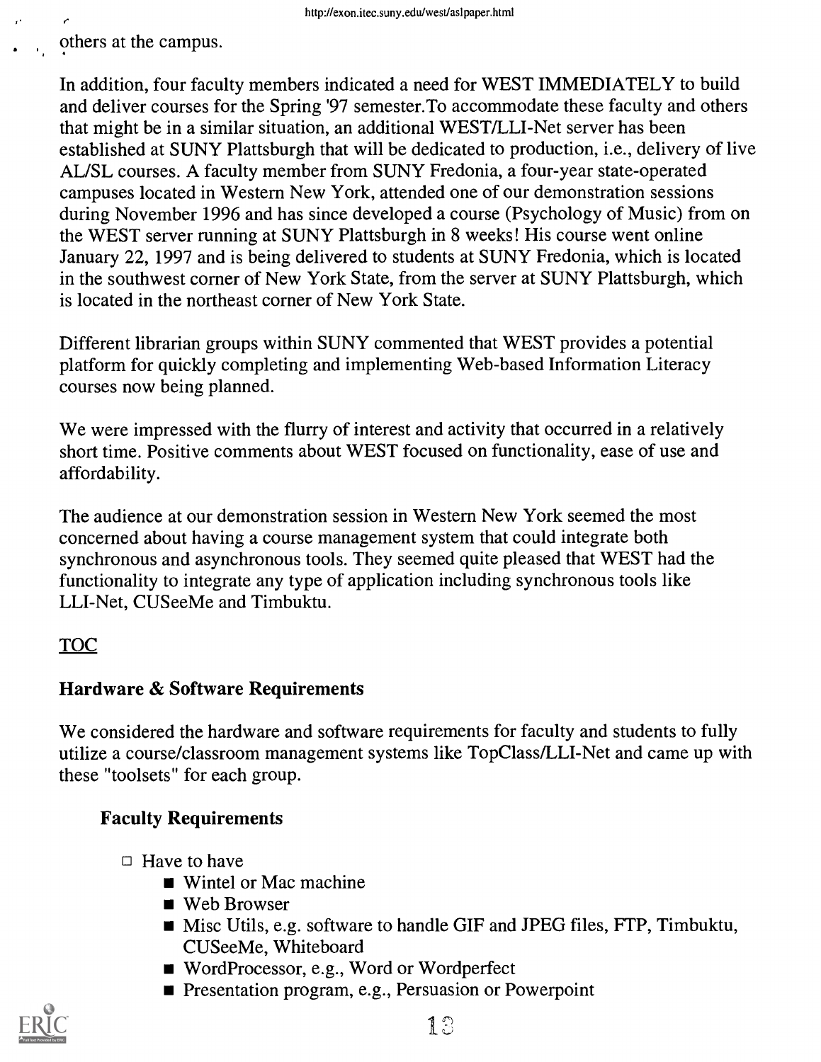others at the campus.

In addition, four faculty members indicated a need for WEST IMMEDIATELY to build and deliver courses for the Spring '97 semester.To accommodate these faculty and others that might be in a similar situation, an additional WEST/LLI-Net server has been established at SUNY Plattsburgh that will be dedicated to production, i.e., delivery of live AL/SL courses. A faculty member from SUNY Fredonia, a four-year state-operated campuses located in Western New York, attended one of our demonstration sessions during November 1996 and has since developed a course (Psychology of Music) from on the WEST server running at SUNY Plattsburgh in 8 weeks! His course went online January 22, 1997 and is being delivered to students at SUNY Fredonia, which is located in the southwest corner of New York State, from the server at SUNY Plattsburgh, which is located in the northeast corner of New York State.

Different librarian groups within SUNY commented that WEST provides a potential platform for quickly completing and implementing Web-based Information Literacy courses now being planned.

We were impressed with the flurry of interest and activity that occurred in a relatively short time. Positive comments about WEST focused on functionality, ease of use and affordability.

The audience at our demonstration session in Western New York seemed the most concerned about having a course management system that could integrate both synchronous and asynchronous tools. They seemed quite pleased that WEST had the functionality to integrate any type of application including synchronous tools like LLI-Net, CUSeeMe and Timbuktu.

TOC

## Hardware & Software Requirements

We considered the hardware and software requirements for faculty and students to fully utilize a course/classroom management systems like TopClass/LLI-Net and came up with these "toolsets" for each group.

### Faculty Requirements

- Have to have
  - Wintel or Mac machine
  - Web Browser
  - Misc Utils, e.g. software to handle GIF and JPEG files, FTP, Timbuktu, CUSeeMe, Whiteboard
  - WordProcessor, e.g., Word or Wordperfect
  - Presentation program, e.g., Persuasion or Powerpoint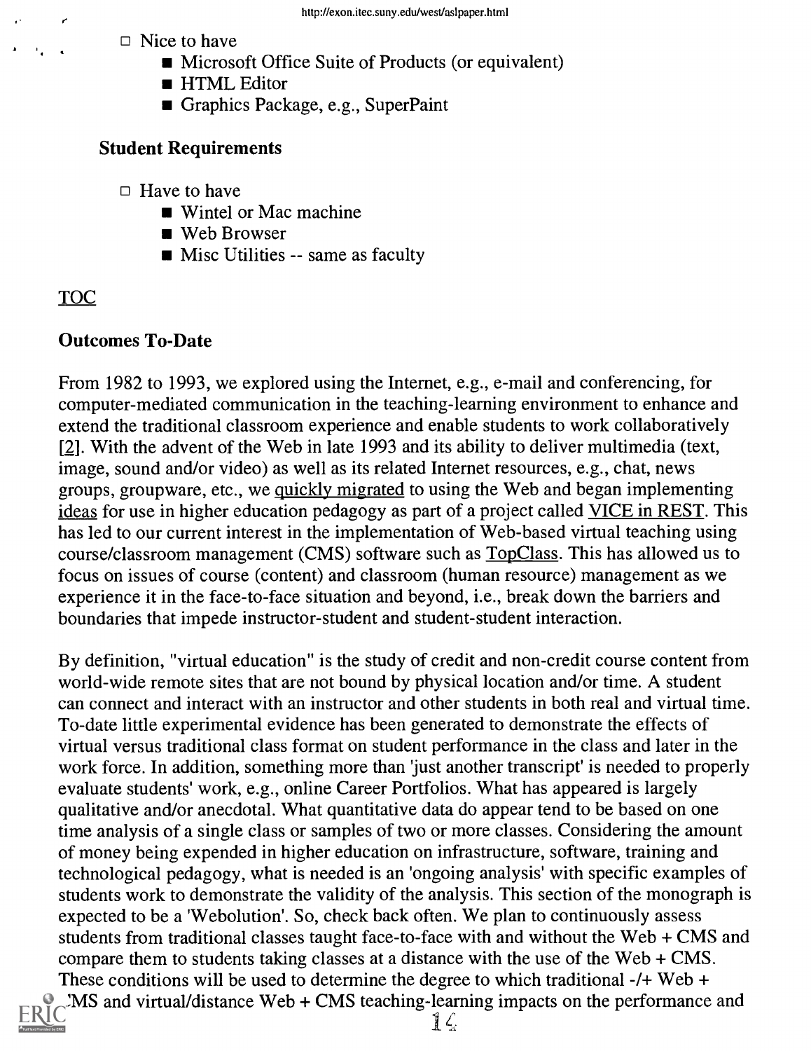- Nice to have
  - Microsoft Office Suite of Products (or equivalent)
  - HTML Editor
  - Graphics Package, e.g., SuperPaint

### Student Requirements

- Have to have
  - Wintel or Mac machine
  - Web Browser
  - Misc Utilities -- same as faculty

TOC

### Outcomes To-Date

From 1982 to 1993, we explored using the Internet, e.g., e-mail and conferencing, for computer-mediated communication in the teaching-learning environment to enhance and extend the traditional classroom experience and enable students to work collaboratively [2]. With the advent of the Web in late 1993 and its ability to deliver multimedia (text, image, sound and/or video) as well as its related Internet resources, e.g., chat, news groups, groupware, etc., we quickly migrated to using the Web and began implementing ideas for use in higher education pedagogy as part of a project called VICE in REST. This has led to our current interest in the implementation of Web-based virtual teaching using course/classroom management (CMS) software such as TopClass. This has allowed us to focus on issues of course (content) and classroom (human resource) management as we experience it in the face-to-face situation and beyond, i.e., break down the barriers and boundaries that impede instructor-student and student-student interaction.

By definition, "virtual education" is the study of credit and non-credit course content from world-wide remote sites that are not bound by physical location and/or time. A student can connect and interact with an instructor and other students in both real and virtual time. To-date little experimental evidence has been generated to demonstrate the effects of virtual versus traditional class format on student performance in the class and later in the work force. In addition, something more than 'just another transcript' is needed to properly evaluate students' work, e.g., online Career Portfolios. What has appeared is largely qualitative and/or anecdotal. What quantitative data do appear tend to be based on one time analysis of a single class or samples of two or more classes. Considering the amount of money being expended in higher education on infrastructure, software, training and technological pedagogy, what is needed is an 'ongoing analysis' with specific examples of students work to demonstrate the validity of the analysis. This section of the monograph is expected to be a 'Webolution'. So, check back often. We plan to continuously assess students from traditional classes taught face-to-face with and without the Web + CMS and compare them to students taking classes at a distance with the use of the Web + CMS. These conditions will be used to determine the degree to which traditional -/+ Web + CMS and virtual/distance Web + CMS teaching-learning impacts on the performance and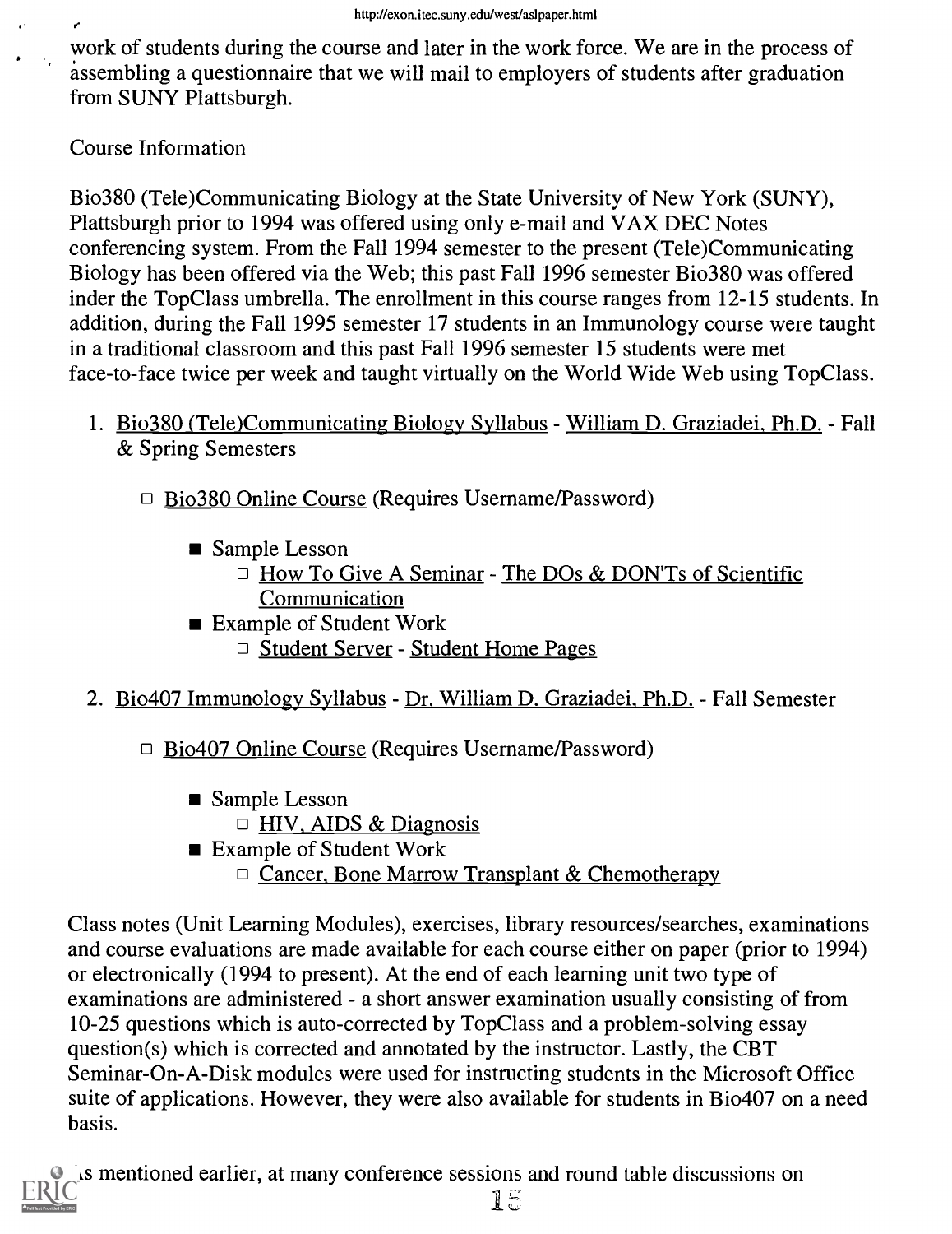work of students during the course and later in the work force. We are in the process of assembling a questionnaire that we will mail to employers of students after graduation from SUNY Plattsburgh.

Course Information

Bio380 (Tele)Communicating Biology at the State University of New York (SUNY), Plattsburgh prior to 1994 was offered using only e-mail and VAX DEC Notes conferencing system. From the Fall 1994 semester to the present (Tele)Communicating Biology has been offered via the Web; this past Fall 1996 semester Bio380 was offered inder the TopClass umbrella. The enrollment in this course ranges from 12-15 students. In addition, during the Fall 1995 semester 17 students in an Immunology course were taught in a traditional classroom and this past Fall 1996 semester 15 students were met face-to-face twice per week and taught virtually on the World Wide Web using TopClass.

1. Bio380 (Tele)Communicating Biology Syllabus - William D. Graziadei, Ph.D. - Fall & Spring Semesters
    - Bio380 Online Course (Requires Username/Password)
        - Sample Lesson
            - How To Give A Seminar - The DOs & DON'Ts of Scientific Communication
        - Example of Student Work
            - Student Server - Student Home Pages
2. Bio407 Immunology Syllabus - Dr. William D. Graziadei, Ph.D. - Fall Semester
    - Bio407 Online Course (Requires Username/Password)
        - Sample Lesson
            - HIV, AIDS & Diagnosis
        - Example of Student Work
            - Cancer, Bone Marrow Transplant & Chemotherapy

Class notes (Unit Learning Modules), exercises, library resources/searches, examinations and course evaluations are made available for each course either on paper (prior to 1994) or electronically (1994 to present). At the end of each learning unit two type of examinations are administered - a short answer examination usually consisting of from 10-25 questions which is auto-corrected by TopClass and a problem-solving essay question(s) which is corrected and annotated by the instructor. Lastly, the CBT Seminar-On-A-Disk modules were used for instructing students in the Microsoft Office suite of applications. However, they were also available for students in Bio407 on a need basis.

As mentioned earlier, at many conference sessions and round table discussions on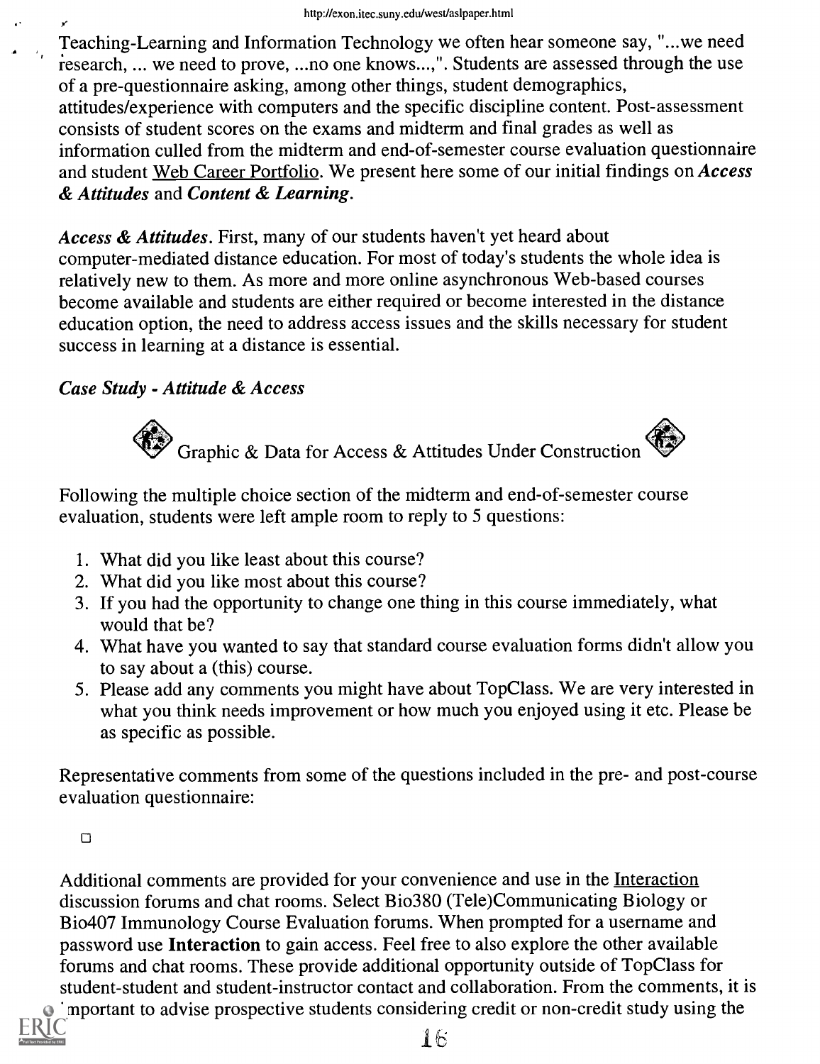Teaching-Learning and Information Technology we often hear someone say, "...we need research, ... we need to prove, ...no one knows...,". Students are assessed through the use of a pre-questionnaire asking, among other things, student demographics, attitudes/experience with computers and the specific discipline content. Post-assessment consists of student scores on the exams and midterm and final grades as well as information culled from the midterm and end-of-semester course evaluation questionnaire and student Web Career Portfolio. We present here some of our initial findings on ***Access & Attitudes*** and ***Content & Learning***.

***Access & Attitudes***. First, many of our students haven't yet heard about computer-mediated distance education. For most of today's students the whole idea is relatively new to them. As more and more online asynchronous Web-based courses become available and students are either required or become interested in the distance education option, the need to address access issues and the skills necessary for student success in learning at a distance is essential.

### *Case Study - Attitude & Access*

Graphic & Data for Access & Attitudes Under Construction

Following the multiple choice section of the midterm and end-of-semester course evaluation, students were left ample room to reply to 5 questions:

1. What did you like least about this course?
2. What did you like most about this course?
3. If you had the opportunity to change one thing in this course immediately, what would that be?
4. What have you wanted to say that standard course evaluation forms didn't allow you to say about a (this) course.
5. Please add any comments you might have about TopClass. We are very interested in what you think needs improvement or how much you enjoyed using it etc. Please be as specific as possible.

Representative comments from some of the questions included in the pre- and post-course evaluation questionnaire:

Additional comments are provided for your convenience and use in the Interaction discussion forums and chat rooms. Select Bio380 (Tele)Communicating Biology or Bio407 Immunology Course Evaluation forums. When prompted for a username and password use **Interaction** to gain access. Feel free to also explore the other available forums and chat rooms. These provide additional opportunity outside of TopClass for student-student and student-instructor contact and collaboration. From the comments, it is important to advise prospective students considering credit or non-credit study using the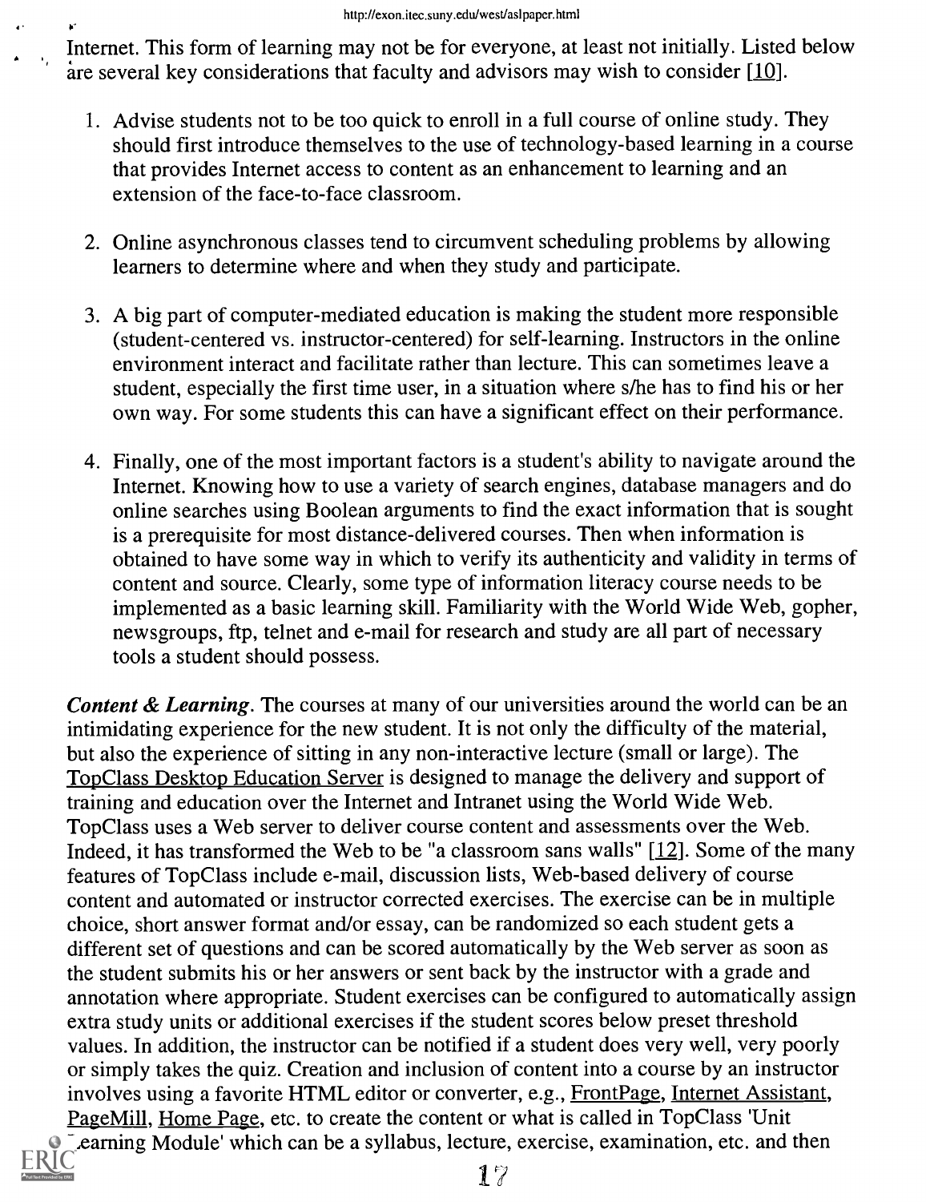Internet. This form of learning may not be for everyone, at least not initially. Listed below are several key considerations that faculty and advisors may wish to consider [10].

1. Advise students not to be too quick to enroll in a full course of online study. They should first introduce themselves to the use of technology-based learning in a course that provides Internet access to content as an enhancement to learning and an extension of the face-to-face classroom.

2. Online asynchronous classes tend to circumvent scheduling problems by allowing learners to determine where and when they study and participate.

3. A big part of computer-mediated education is making the student more responsible (student-centered vs. instructor-centered) for self-learning. Instructors in the online environment interact and facilitate rather than lecture. This can sometimes leave a student, especially the first time user, in a situation where s/he has to find his or her own way. For some students this can have a significant effect on their performance.

4. Finally, one of the most important factors is a student's ability to navigate around the Internet. Knowing how to use a variety of search engines, database managers and do online searches using Boolean arguments to find the exact information that is sought is a prerequisite for most distance-delivered courses. Then when information is obtained to have some way in which to verify its authenticity and validity in terms of content and source. Clearly, some type of information literacy course needs to be implemented as a basic learning skill. Familiarity with the World Wide Web, gopher, newsgroups, ftp, telnet and e-mail for research and study are all part of necessary tools a student should possess.

***Content & Learning***. The courses at many of our universities around the world can be an intimidating experience for the new student. It is not only the difficulty of the material, but also the experience of sitting in any non-interactive lecture (small or large). The TopClass Desktop Education Server is designed to manage the delivery and support of training and education over the Internet and Intranet using the World Wide Web. TopClass uses a Web server to deliver course content and assessments over the Web. Indeed, it has transformed the Web to be "a classroom sans walls" [12]. Some of the many features of TopClass include e-mail, discussion lists, Web-based delivery of course content and automated or instructor corrected exercises. The exercise can be in multiple choice, short answer format and/or essay, can be randomized so each student gets a different set of questions and can be scored automatically by the Web server as soon as the student submits his or her answers or sent back by the instructor with a grade and annotation where appropriate. Student exercises can be configured to automatically assign extra study units or additional exercises if the student scores below preset threshold values. In addition, the instructor can be notified if a student does very well, very poorly or simply takes the quiz. Creation and inclusion of content into a course by an instructor involves using a favorite HTML editor or converter, e.g., FrontPage, Internet Assistant, PageMill, Home Page, etc. to create the content or what is called in TopClass 'Unit Learning Module' which can be a syllabus, lecture, exercise, examination, etc. and then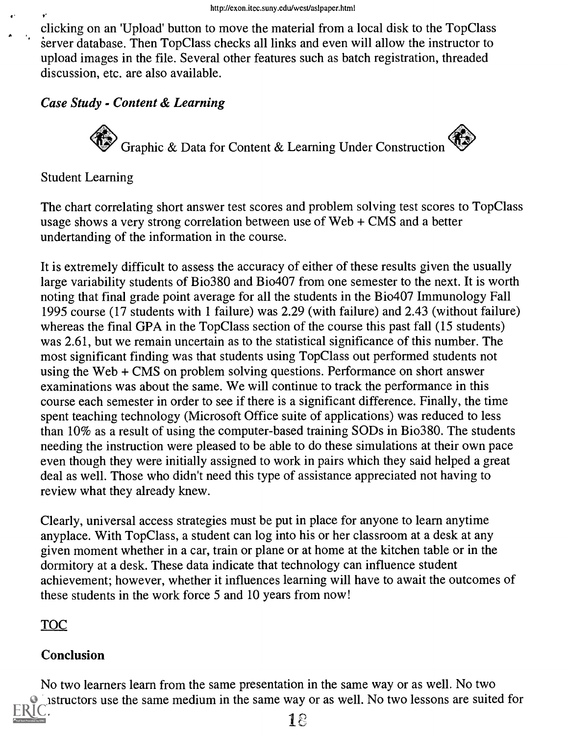clicking on an 'Upload' button to move the material from a local disk to the TopClass server database. Then TopClass checks all links and even will allow the instructor to upload images in the file. Several other features such as batch registration, threaded discussion, etc. are also available.

### *Case Study - Content & Learning*

Graphic & Data for Content & Learning Under Construction

Student Learning

The chart correlating short answer test scores and problem solving test scores to TopClass usage shows a very strong correlation between use of Web + CMS and a better undertanding of the information in the course.

It is extremely difficult to assess the accuracy of either of these results given the usually large variability students of Bio380 and Bio407 from one semester to the next. It is worth noting that final grade point average for all the students in the Bio407 Immunology Fall 1995 course (17 students with 1 failure) was 2.29 (with failure) and 2.43 (without failure) whereas the final GPA in the TopClass section of the course this past fall (15 students) was 2.61, but we remain uncertain as to the statistical significance of this number. The most significant finding was that students using TopClass out performed students not using the Web + CMS on problem solving questions. Performance on short answer examinations was about the same. We will continue to track the performance in this course each semester in order to see if there is a significant difference. Finally, the time spent teaching technology (Microsoft Office suite of applications) was reduced to less than 10% as a result of using the computer-based training SODs in Bio380. The students needing the instruction were pleased to be able to do these simulations at their own pace even though they were initially assigned to work in pairs which they said helped a great deal as well. Those who didn't need this type of assistance appreciated not having to review what they already knew.

Clearly, universal access strategies must be put in place for anyone to learn anytime anyplace. With TopClass, a student can log into his or her classroom at a desk at any given moment whether in a car, train or plane or at home at the kitchen table or in the dormitory at a desk. These data indicate that technology can influence student achievement; however, whether it influences learning will have to await the outcomes of these students in the work force 5 and 10 years from now!

TOC

### Conclusion

No two learners learn from the same presentation in the same way or as well. No two instructors use the same medium in the same way or as well. No two lessons are suited for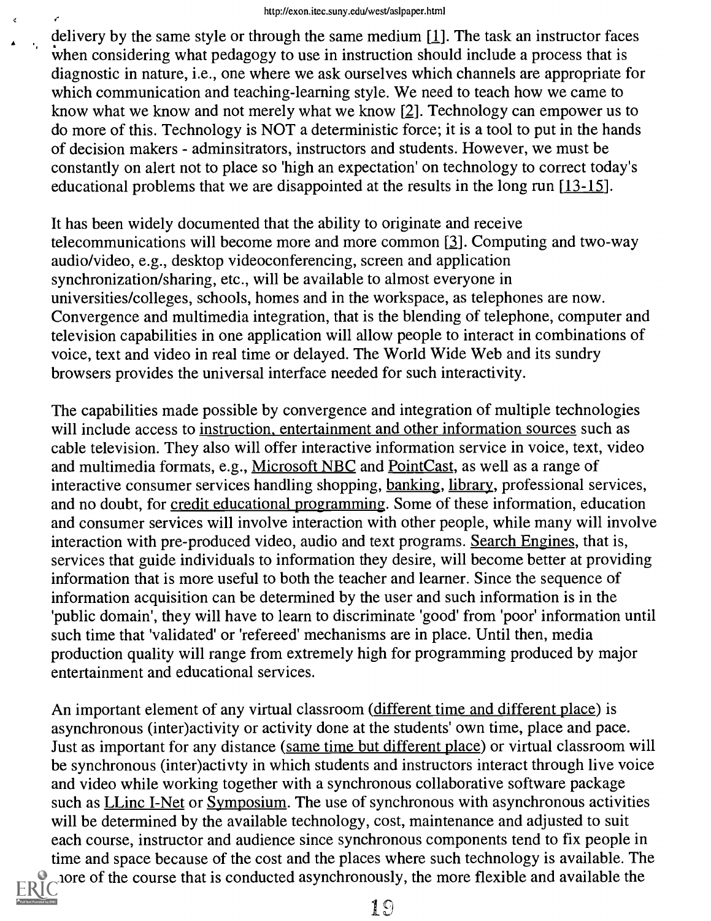delivery by the same style or through the same medium [1]. The task an instructor faces when considering what pedagogy to use in instruction should include a process that is diagnostic in nature, i.e., one where we ask ourselves which channels are appropriate for which communication and teaching-learning style. We need to teach how we came to know what we know and not merely what we know [2]. Technology can empower us to do more of this. Technology is NOT a deterministic force; it is a tool to put in the hands of decision makers - adminsitrators, instructors and students. However, we must be constantly on alert not to place so 'high an expectation' on technology to correct today's educational problems that we are disappointed at the results in the long run [13-15].

It has been widely documented that the ability to originate and receive telecommunications will become more and more common [3]. Computing and two-way audio/video, e.g., desktop videoconferencing, screen and application synchronization/sharing, etc., will be available to almost everyone in universities/colleges, schools, homes and in the workspace, as telephones are now. Convergence and multimedia integration, that is the blending of telephone, computer and television capabilities in one application will allow people to interact in combinations of voice, text and video in real time or delayed. The World Wide Web and its sundry browsers provides the universal interface needed for such interactivity.

The capabilities made possible by convergence and integration of multiple technologies will include access to instruction, entertainment and other information sources such as cable television. They also will offer interactive information service in voice, text, video and multimedia formats, e.g., Microsoft NBC and PointCast, as well as a range of interactive consumer services handling shopping, banking, library, professional services, and no doubt, for credit educational programming. Some of these information, education and consumer services will involve interaction with other people, while many will involve interaction with pre-produced video, audio and text programs. Search Engines, that is, services that guide individuals to information they desire, will become better at providing information that is more useful to both the teacher and learner. Since the sequence of information acquisition can be determined by the user and such information is in the 'public domain', they will have to learn to discriminate 'good' from 'poor' information until such time that 'validated' or 'refereed' mechanisms are in place. Until then, media production quality will range from extremely high for programming produced by major entertainment and educational services.

An important element of any virtual classroom (different time and different place) is asynchronous (inter)activity or activity done at the students' own time, place and pace. Just as important for any distance (same time but different place) or virtual classroom will be synchronous (inter)activty in which students and instructors interact through live voice and video while working together with a synchronous collaborative software package such as LLinc I-Net or Symposium. The use of synchronous with asynchronous activities will be determined by the available technology, cost, maintenance and adjusted to suit each course, instructor and audience since synchronous components tend to fix people in time and space because of the cost and the places where such technology is available. The more of the course that is conducted asynchronously, the more flexible and available the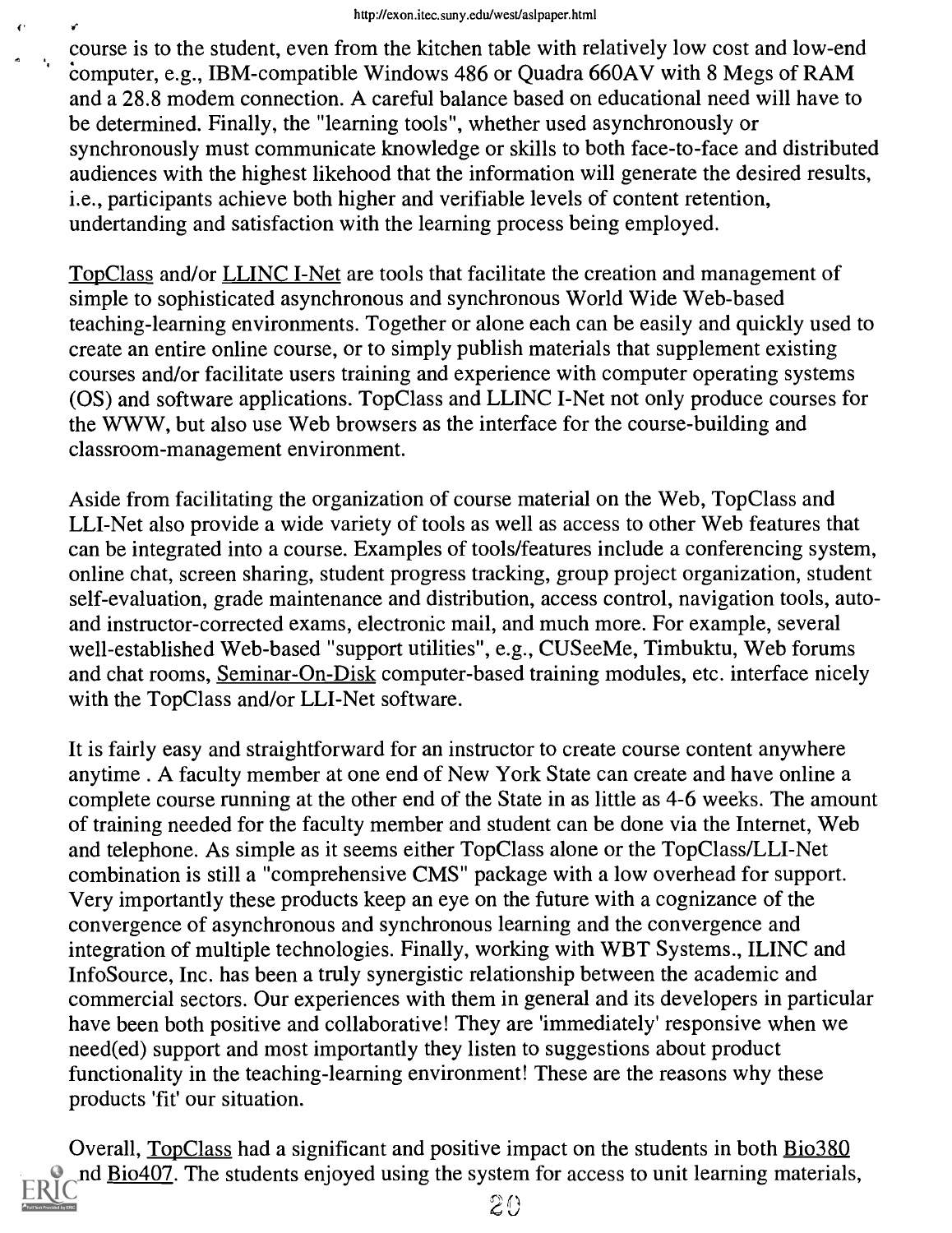course is to the student, even from the kitchen table with relatively low cost and low-end computer, e.g., IBM-compatible Windows 486 or Quadra 660AV with 8 Megs of RAM and a 28.8 modem connection. A careful balance based on educational need will have to be determined. Finally, the "learning tools", whether used asynchronously or synchronously must communicate knowledge or skills to both face-to-face and distributed audiences with the highest likehood that the information will generate the desired results, i.e., participants achieve both higher and verifiable levels of content retention, undertanding and satisfaction with the learning process being employed.

TopClass and/or LLINC I-Net are tools that facilitate the creation and management of simple to sophisticated asynchronous and synchronous World Wide Web-based teaching-learning environments. Together or alone each can be easily and quickly used to create an entire online course, or to simply publish materials that supplement existing courses and/or facilitate users training and experience with computer operating systems (OS) and software applications. TopClass and LLINC I-Net not only produce courses for the WWW, but also use Web browsers as the interface for the course-building and classroom-management environment.

Aside from facilitating the organization of course material on the Web, TopClass and LLI-Net also provide a wide variety of tools as well as access to other Web features that can be integrated into a course. Examples of tools/features include a conferencing system, online chat, screen sharing, student progress tracking, group project organization, student self-evaluation, grade maintenance and distribution, access control, navigation tools, auto- and instructor-corrected exams, electronic mail, and much more. For example, several well-established Web-based "support utilities", e.g., CUSeeMe, Timbuktu, Web forums and chat rooms, Seminar-On-Disk computer-based training modules, etc. interface nicely with the TopClass and/or LLI-Net software.

It is fairly easy and straightforward for an instructor to create course content anywhere anytime . A faculty member at one end of New York State can create and have online a complete course running at the other end of the State in as little as 4-6 weeks. The amount of training needed for the faculty member and student can be done via the Internet, Web and telephone. As simple as it seems either TopClass alone or the TopClass/LLI-Net combination is still a "comprehensive CMS" package with a low overhead for support. Very importantly these products keep an eye on the future with a cognizance of the convergence of asynchronous and synchronous learning and the convergence and integration of multiple technologies. Finally, working with WBT Systems., ILINC and InfoSource, Inc. has been a truly synergistic relationship between the academic and commercial sectors. Our experiences with them in general and its developers in particular have been both positive and collaborative! They are 'immediately' responsive when we need(ed) support and most importantly they listen to suggestions about product functionality in the teaching-learning environment! These are the reasons why these products 'fit' our situation.

Overall, TopClass had a significant and positive impact on the students in both Bio380 and Bio407. The students enjoyed using the system for access to unit learning materials,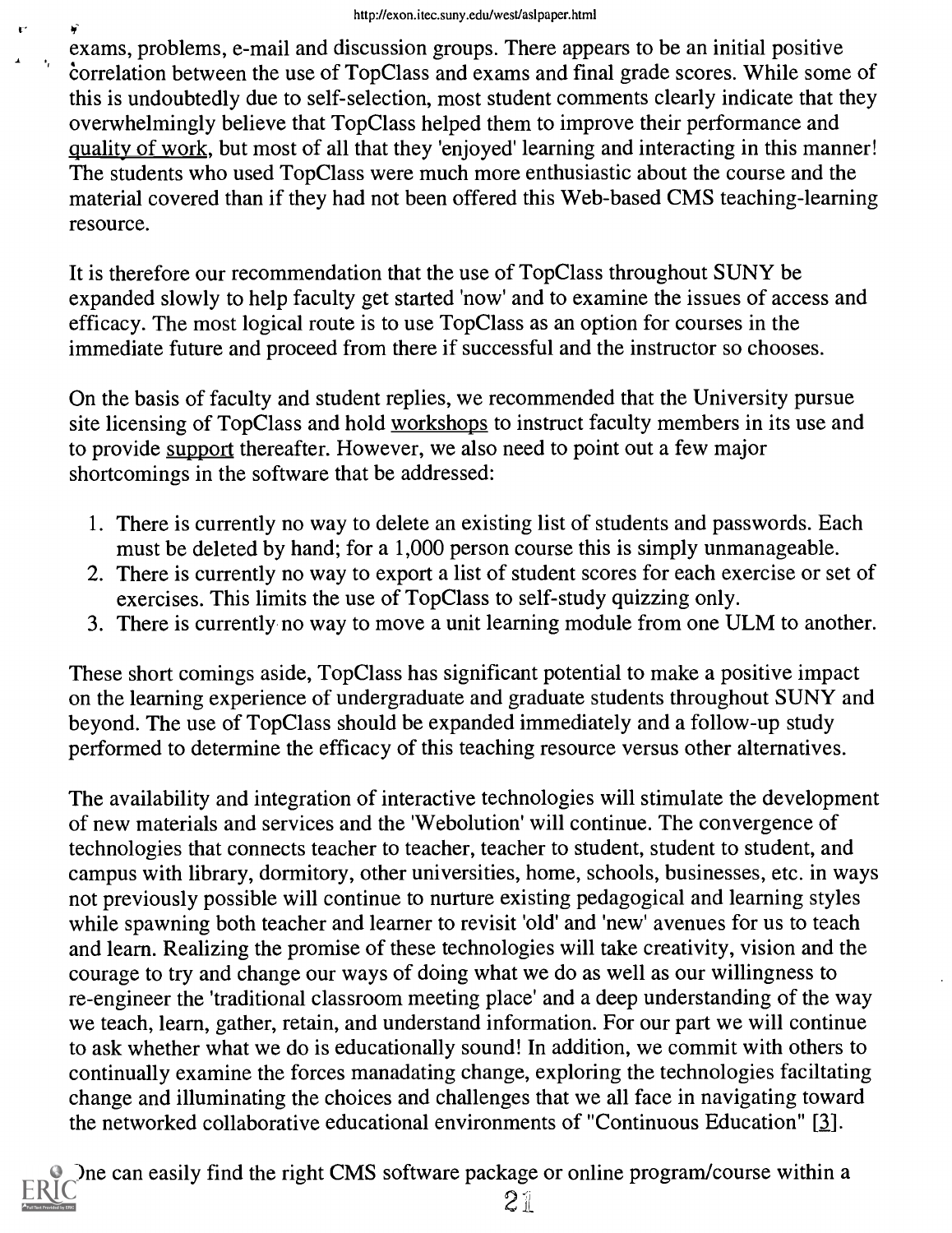exams, problems, e-mail and discussion groups. There appears to be an initial positive correlation between the use of TopClass and exams and final grade scores. While some of this is undoubtedly due to self-selection, most student comments clearly indicate that they overwhelmingly believe that TopClass helped them to improve their performance and quality of work, but most of all that they 'enjoyed' learning and interacting in this manner! The students who used TopClass were much more enthusiastic about the course and the material covered than if they had not been offered this Web-based CMS teaching-learning resource.

It is therefore our recommendation that the use of TopClass throughout SUNY be expanded slowly to help faculty get started 'now' and to examine the issues of access and efficacy. The most logical route is to use TopClass as an option for courses in the immediate future and proceed from there if successful and the instructor so chooses.

On the basis of faculty and student replies, we recommended that the University pursue site licensing of TopClass and hold workshops to instruct faculty members in its use and to provide support thereafter. However, we also need to point out a few major shortcomings in the software that be addressed:

1. There is currently no way to delete an existing list of students and passwords. Each must be deleted by hand; for a 1,000 person course this is simply unmanageable.
2. There is currently no way to export a list of student scores for each exercise or set of exercises. This limits the use of TopClass to self-study quizzing only.
3. There is currently no way to move a unit learning module from one ULM to another.

These short comings aside, TopClass has significant potential to make a positive impact on the learning experience of undergraduate and graduate students throughout SUNY and beyond. The use of TopClass should be expanded immediately and a follow-up study performed to determine the efficacy of this teaching resource versus other alternatives.

The availability and integration of interactive technologies will stimulate the development of new materials and services and the 'Webolution' will continue. The convergence of technologies that connects teacher to teacher, teacher to student, student to student, and campus with library, dormitory, other universities, home, schools, businesses, etc. in ways not previously possible will continue to nurture existing pedagogical and learning styles while spawning both teacher and learner to revisit 'old' and 'new' avenues for us to teach and learn. Realizing the promise of these technologies will take creativity, vision and the courage to try and change our ways of doing what we do as well as our willingness to re-engineer the 'traditional classroom meeting place' and a deep understanding of the way we teach, learn, gather, retain, and understand information. For our part we will continue to ask whether what we do is educationally sound! In addition, we commit with others to continually examine the forces manadating change, exploring the technologies faciltating change and illuminating the choices and challenges that we all face in navigating toward the networked collaborative educational environments of "Continuous Education" [3].

One can easily find the right CMS software package or online program/course within a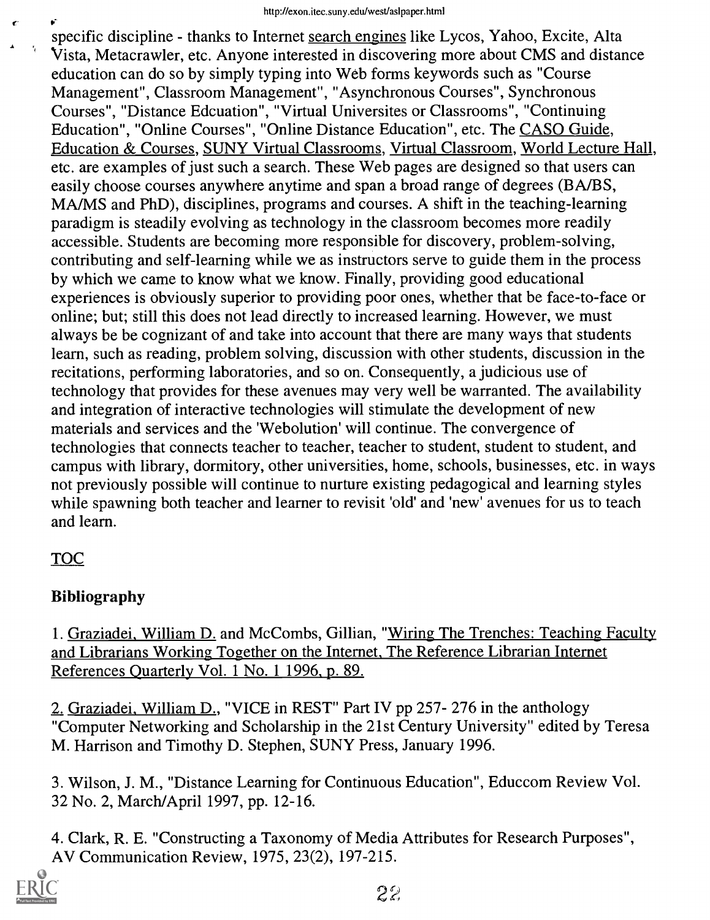specific discipline - thanks to Internet search engines like Lycos, Yahoo, Excite, Alta Vista, Metacrawler, etc. Anyone interested in discovering more about CMS and distance education can do so by simply typing into Web forms keywords such as "Course Management", Classroom Management", "Asynchronous Courses", Synchronous Courses", "Distance Edcuation", "Virtual Universites or Classrooms", "Continuing Education", "Online Courses", "Online Distance Education", etc. The CASO Guide, Education & Courses, SUNY Virtual Classrooms, Virtual Classroom, World Lecture Hall, etc. are examples of just such a search. These Web pages are designed so that users can easily choose courses anywhere anytime and span a broad range of degrees (BA/BS, MA/MS and PhD), disciplines, programs and courses. A shift in the teaching-learning paradigm is steadily evolving as technology in the classroom becomes more readily accessible. Students are becoming more responsible for discovery, problem-solving, contributing and self-learning while we as instructors serve to guide them in the process by which we came to know what we know. Finally, providing good educational experiences is obviously superior to providing poor ones, whether that be face-to-face or online; but; still this does not lead directly to increased learning. However, we must always be be cognizant of and take into account that there are many ways that students learn, such as reading, problem solving, discussion with other students, discussion in the recitations, performing laboratories, and so on. Consequently, a judicious use of technology that provides for these avenues may very well be warranted. The availability and integration of interactive technologies will stimulate the development of new materials and services and the 'Webolution' will continue. The convergence of technologies that connects teacher to teacher, teacher to student, student to student, and campus with library, dormitory, other universities, home, schools, businesses, etc. in ways not previously possible will continue to nurture existing pedagogical and learning styles while spawning both teacher and learner to revisit 'old' and 'new' avenues for us to teach and learn.

TOC

## Bibliography

1. Graziadei, William D. and McCombs, Gillian, "Wiring The Trenches: Teaching Faculty and Librarians Working Together on the Internet, The Reference Librarian Internet References Quarterly Vol. 1 No. 1 1996, p. 89.

2. Graziadei, William D., "VICE in REST" Part IV pp 257- 276 in the anthology "Computer Networking and Scholarship in the 21st Century University" edited by Teresa M. Harrison and Timothy D. Stephen, SUNY Press, January 1996.

3. Wilson, J. M., "Distance Learning for Continuous Education", Educcom Review Vol. 32 No. 2, March/April 1997, pp. 12-16.

4. Clark, R. E. "Constructing a Taxonomy of Media Attributes for Research Purposes", AV Communication Review, 1975, 23(2), 197-215.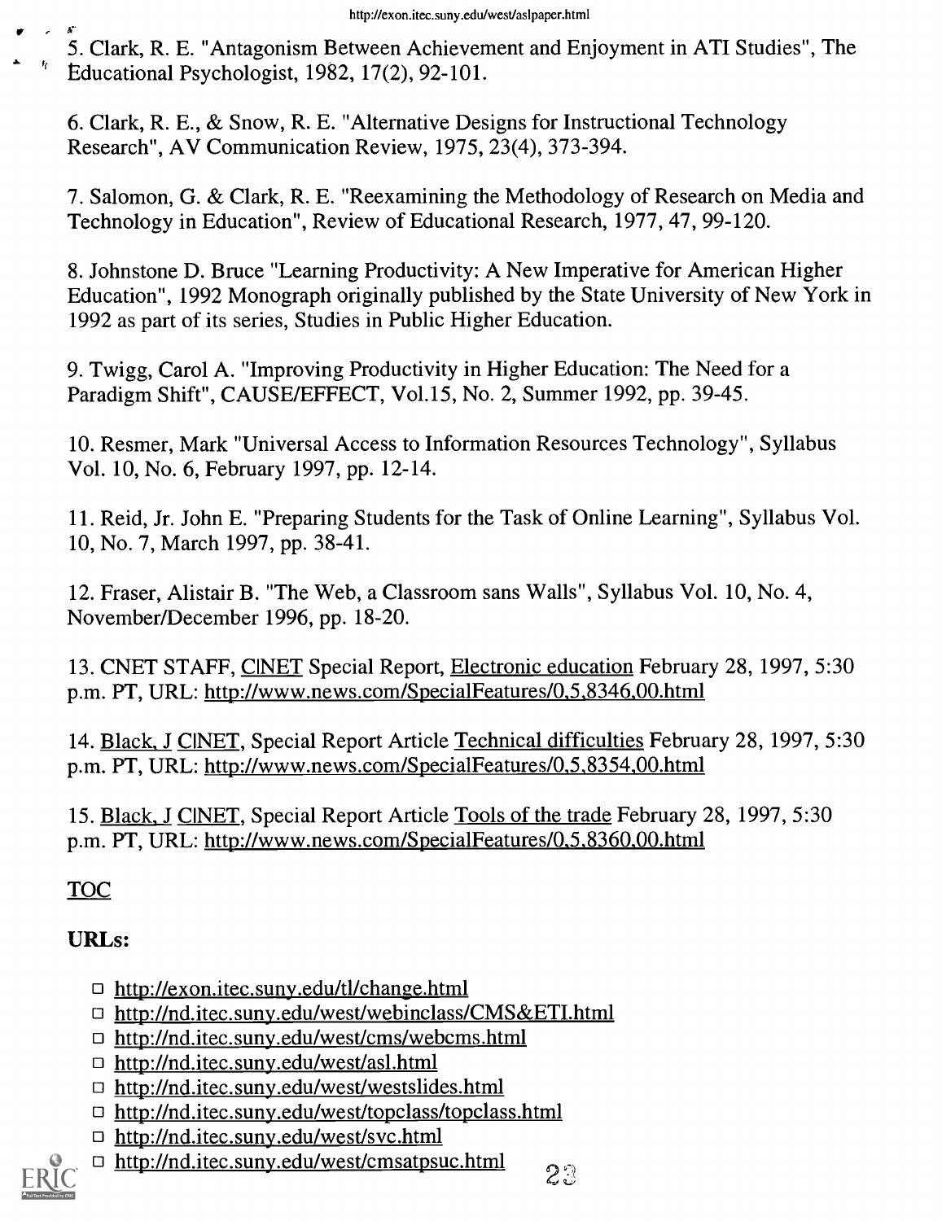5. Clark, R. E. "Antagonism Between Achievement and Enjoyment in ATI Studies", The Educational Psychologist, 1982, 17(2), 92-101.

6. Clark, R. E., & Snow, R. E. "Alternative Designs for Instructional Technology Research", AV Communication Review, 1975, 23(4), 373-394.

7. Salomon, G. & Clark, R. E. "Reexamining the Methodology of Research on Media and Technology in Education", Review of Educational Research, 1977, 47, 99-120.

8. Johnstone D. Bruce "Learning Productivity: A New Imperative for American Higher Education", 1992 Monograph originally published by the State University of New York in 1992 as part of its series, Studies in Public Higher Education.

9. Twigg, Carol A. "Improving Productivity in Higher Education: The Need for a Paradigm Shift", CAUSE/EFFECT, Vol.15, No. 2, Summer 1992, pp. 39-45.

10. Resmer, Mark "Universal Access to Information Resources Technology", Syllabus Vol. 10, No. 6, February 1997, pp. 12-14.

11. Reid, Jr. John E. "Preparing Students for the Task of Online Learning", Syllabus Vol. 10, No. 7, March 1997, pp. 38-41.

12. Fraser, Alistair B. "The Web, a Classroom sans Walls", Syllabus Vol. 10, No. 4, November/December 1996, pp. 18-20.

13. CNET STAFF, C|NET Special Report, Electronic education February 28, 1997, 5:30 p.m. PT, URL: http://www.news.com/SpecialFeatures/0,5,8346,00.html

14. Black, J C|NET, Special Report Article Technical difficulties February 28, 1997, 5:30 p.m. PT, URL: http://www.news.com/SpecialFeatures/0,5,8354,00.html

15. Black, J C|NET, Special Report Article Tools of the trade February 28, 1997, 5:30 p.m. PT, URL: http://www.news.com/SpecialFeatures/0,5,8360,00.html

TOC

**URLs:**

- http://exon.itec.suny.edu/tl/change.html
- http://nd.itec.suny.edu/west/webinclass/CMS&ETI.html
- http://nd.itec.suny.edu/west/cms/webcms.html
- http://nd.itec.suny.edu/west/asl.html
- http://nd.itec.suny.edu/west/westslides.html
- http://nd.itec.suny.edu/west/topclass/topclass.html
- http://nd.itec.suny.edu/west/svc.html
- http://nd.itec.suny.edu/west/cmsatpsuc.html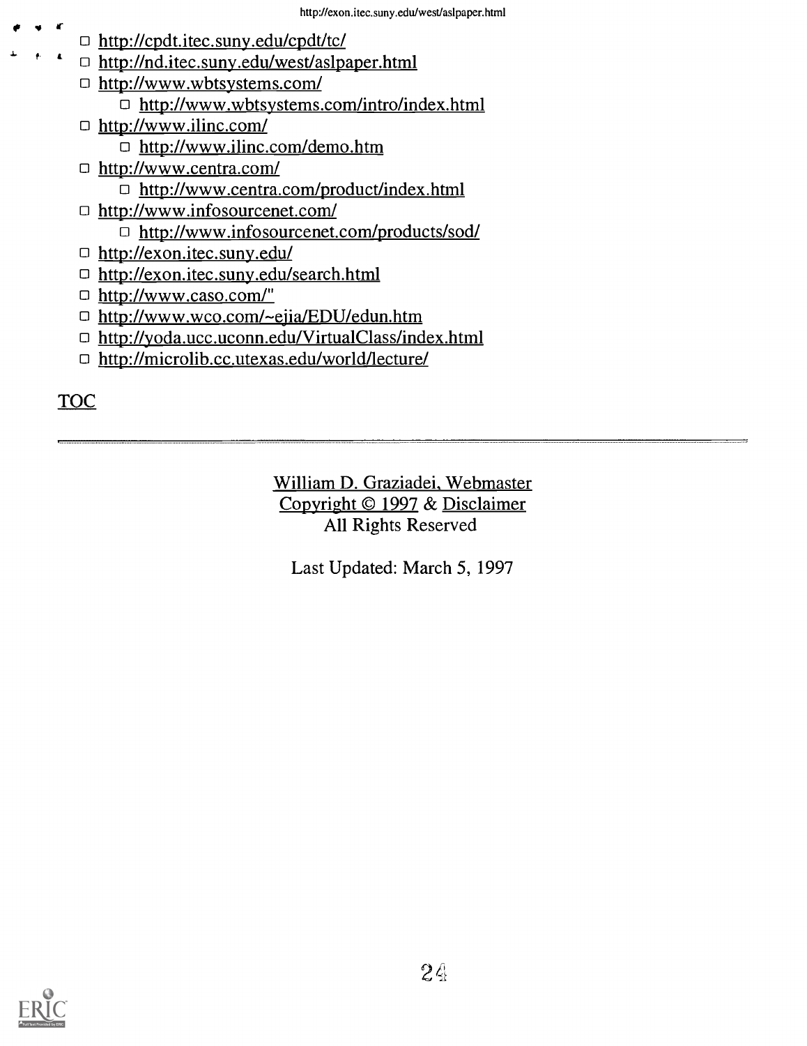- http://cpdt.itec.suny.edu/cpdt/tc/
- http://nd.itec.suny.edu/west/aslpaper.html
- http://www.wbtsystems.com/
  - http://www.wbtsystems.com/intro/index.html
- http://www.ilinc.com/
  - http://www.ilinc.com/demo.htm
- http://www.centra.com/
  - http://www.centra.com/product/index.html
- http://www.infosourcenet.com/
  - http://www.infosourcenet.com/products/sod/
- http://exon.itec.suny.edu/
- http://exon.itec.suny.edu/search.html
- http://www.caso.com/"
- http://www.wco.com/~ejia/EDU/edun.htm
- http://yoda.ucc.uconn.edu/VirtualClass/index.html
- http://microlib.cc.utexas.edu/world/lecture/

TOC

---

William D. Graziadei, Webmaster
Copyright © 1997 & Disclaimer
All Rights Reserved

Last Updated: March 5, 1997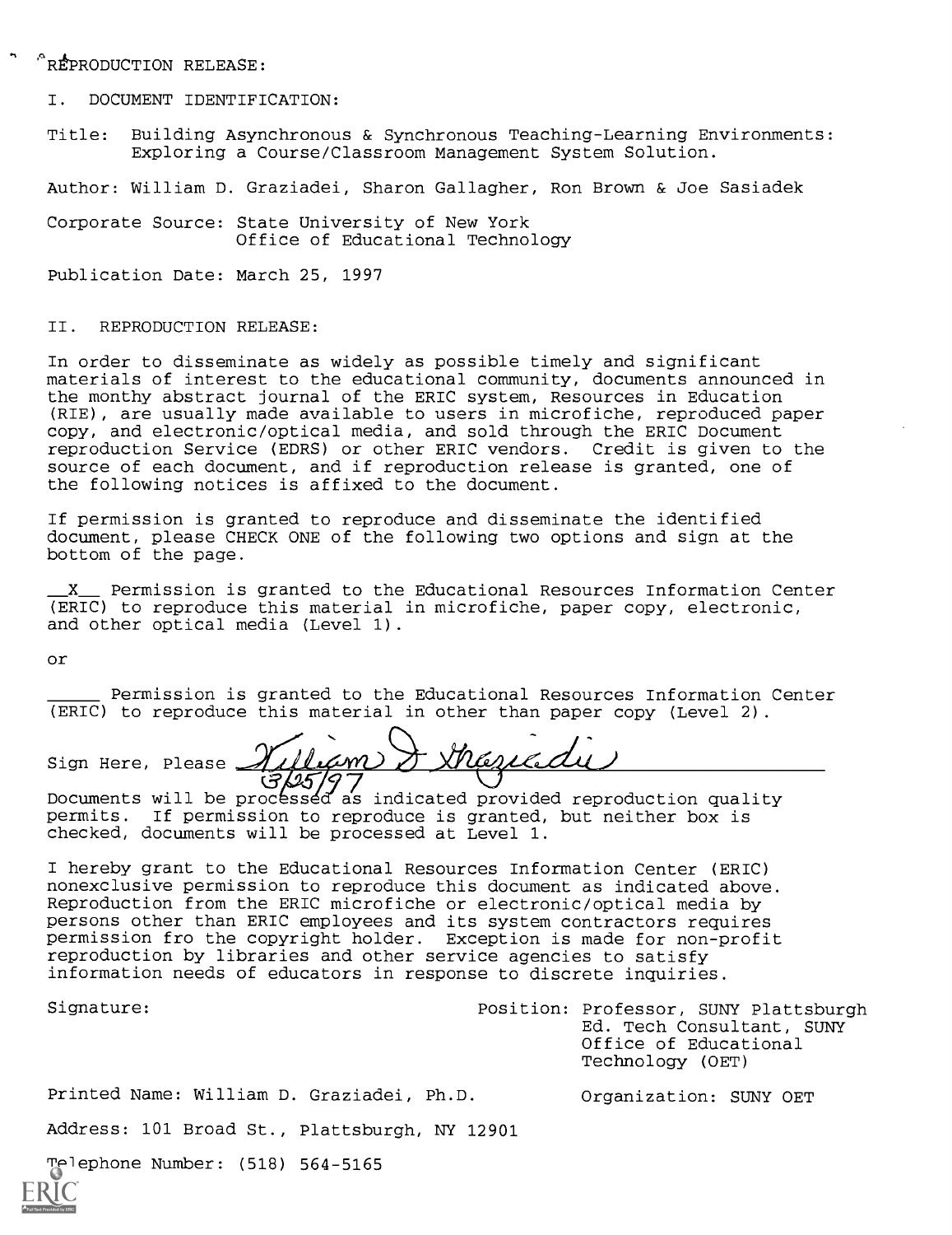REPRODUCTION RELEASE:

I. DOCUMENT IDENTIFICATION:

Title: Building Asynchronous & Synchronous Teaching-Learning Environments: Exploring a Course/Classroom Management System Solution.

Author: William D. Graziadei, Sharon Gallagher, Ron Brown & Joe Sasiadek

Corporate Source: State University of New York
Office of Educational Technology

Publication Date: March 25, 1997

II. REPRODUCTION RELEASE:

In order to disseminate as widely as possible timely and significant materials of interest to the educational community, documents announced in the monthy abstract journal of the ERIC system, Resources in Education (RIE), are usually made available to users in microfiche, reproduced paper copy, and electronic/optical media, and sold through the ERIC Document reproduction Service (EDRS) or other ERIC vendors. Credit is given to the source of each document, and if reproduction release is granted, one of the following notices is affixed to the document.

If permission is granted to reproduce and disseminate the identified document, please CHECK ONE of the following two options and sign at the bottom of the page.

__X__ Permission is granted to the Educational Resources Information Center (ERIC) to reproduce this material in microfiche, paper copy, electronic, and other optical media (Level 1).

or

_____ Permission is granted to the Educational Resources Information Center (ERIC) to reproduce this material in other than paper copy (Level 2).

Sign Here, Please William D Graziadei
3/25/97

Documents will be processed as indicated provided reproduction quality permits. If permission to reproduce is granted, but neither box is checked, documents will be processed at Level 1.

I hereby grant to the Educational Resources Information Center (ERIC) nonexclusive permission to reproduce this document as indicated above. Reproduction from the ERIC microfiche or electronic/optical media by persons other than ERIC employees and its system contractors requires permission fro the copyright holder. Exception is made for non-profit reproduction by libraries and other service agencies to satisfy information needs of educators in response to discrete inquiries.

Signature:

Position: Professor, SUNY Plattsburgh
Ed. Tech Consultant, SUNY Office of Educational Technology (OET)

Printed Name: William D. Graziadei, Ph.D.

Organization: SUNY OET

Address: 101 Broad St., Plattsburgh, NY 12901

Telephone Number: (518) 564-5165